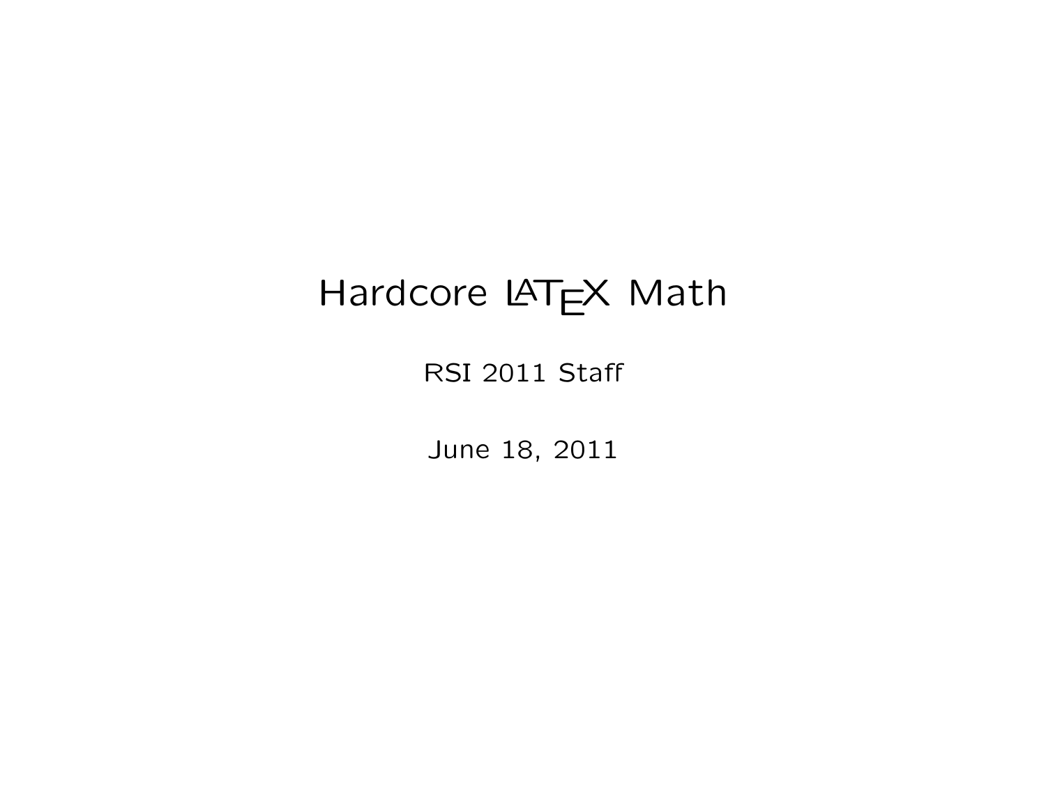# Hardcore LaTeX Math

RSI 2011 Staff

June 18, 2011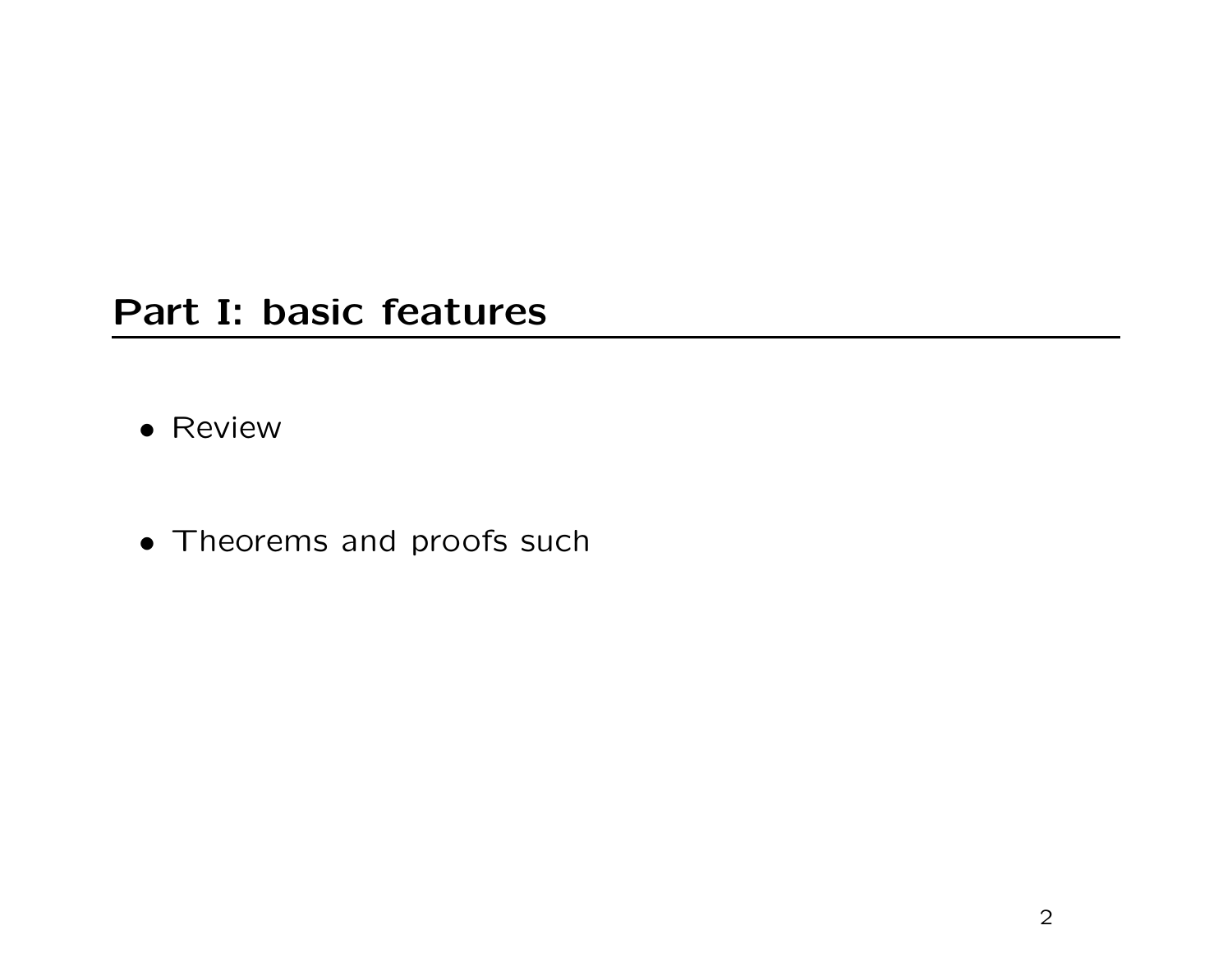## Part I: basic features

- Review

- Theorems and proofs such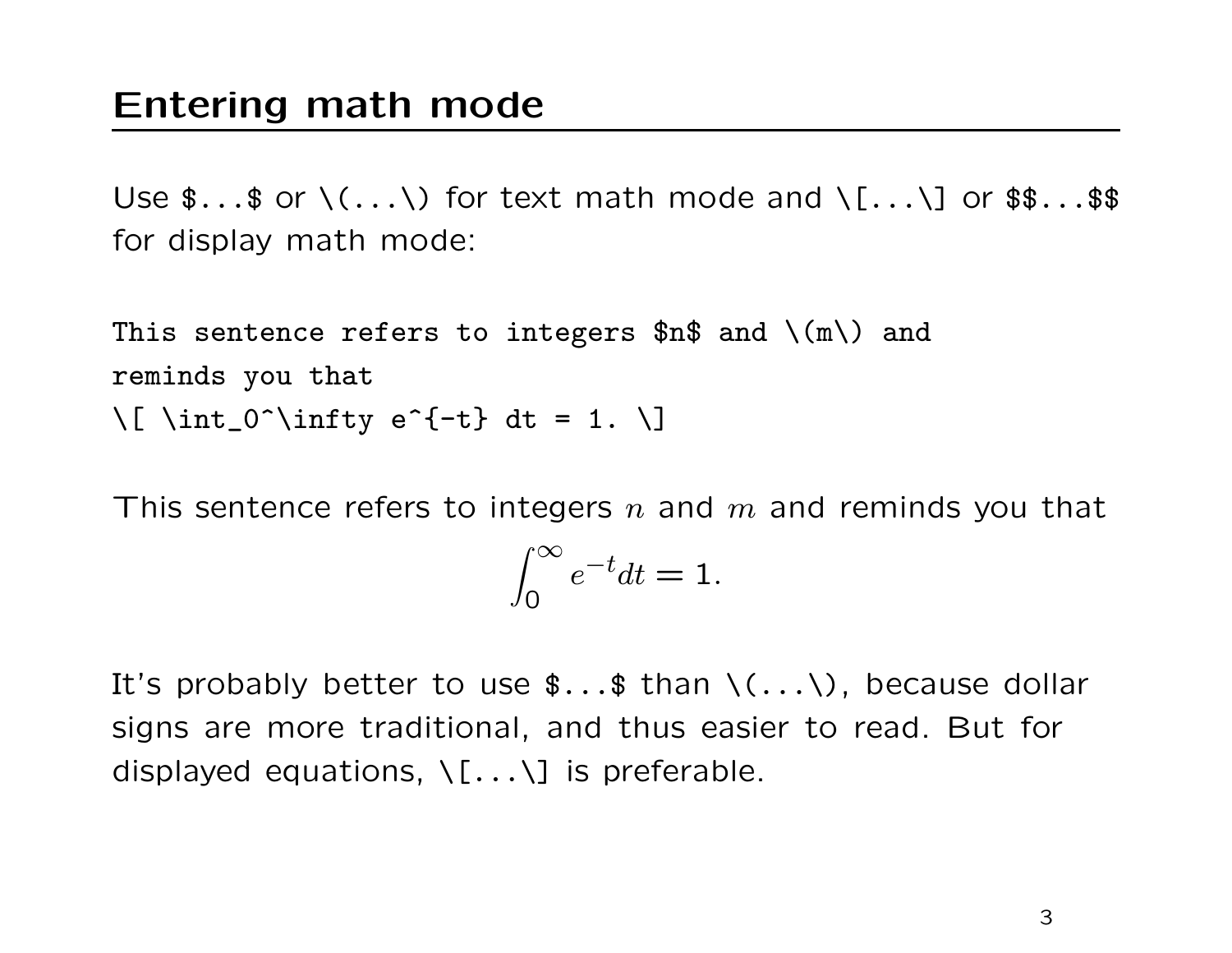## Entering math mode

Use `$...$` or `\(...\)` for text math mode and `\[...\]` or `$$...$$` for display math mode:

```
This sentence refers to integers $n$ and \(m\) and
reminds you that
\[ \int_0^\infty e^{-t} dt = 1. \]
```

This sentence refers to integers $n$ and $m$ and reminds you that

$$\int_0^\infty e^{-t} dt = 1.$$

It's probably better to use `$...$` than `\(...\)`, because dollar signs are more traditional, and thus easier to read. But for displayed equations, `\[...\]` is preferable.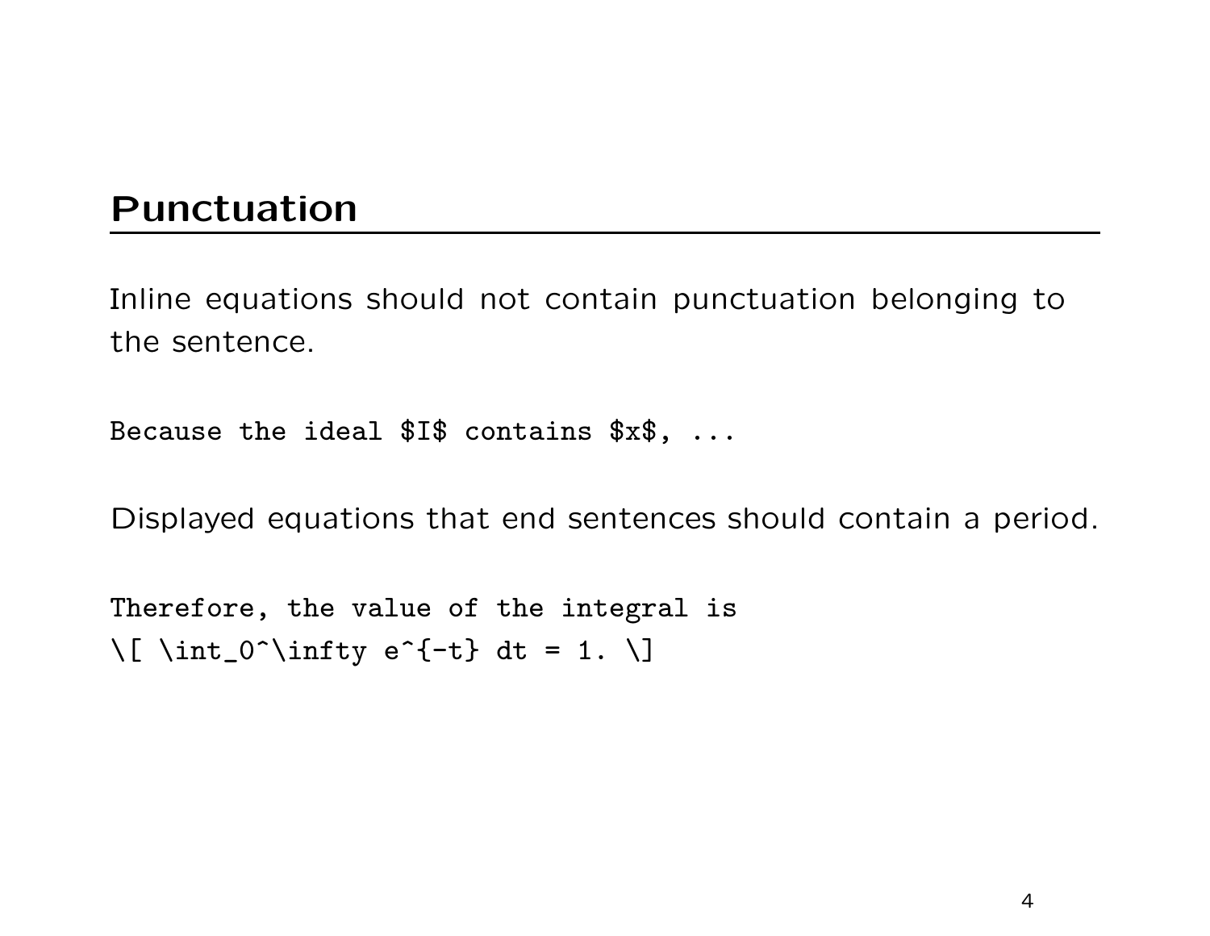# Punctuation

Inline equations should not contain punctuation belonging to the sentence.

```
Because the ideal $I$ contains $x$, ...
```

Displayed equations that end sentences should contain a period.

```
Therefore, the value of the integral is
\[ \int_0^\infty e^{-t} dt = 1. \]
```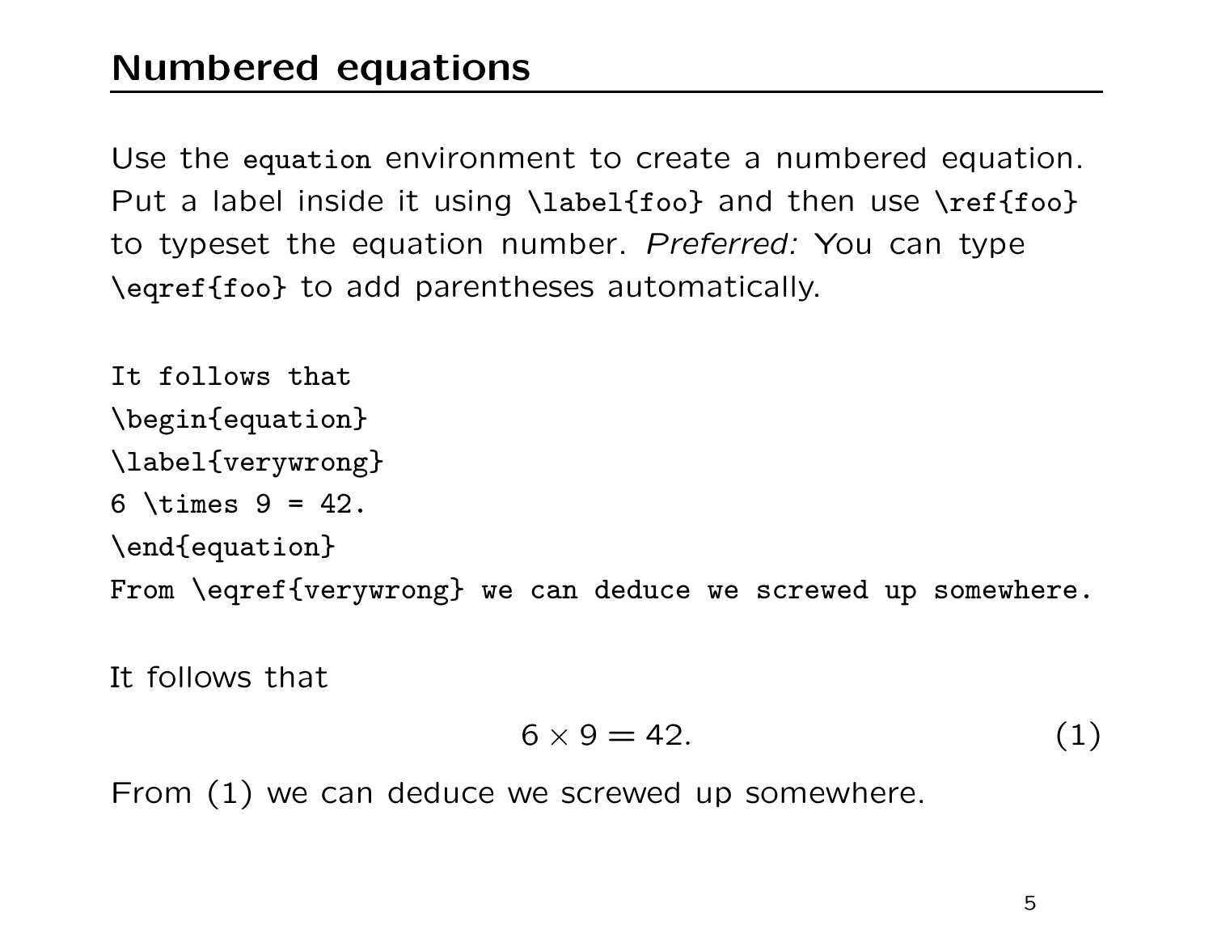## Numbered equations

Use the `equation` environment to create a numbered equation. Put a label inside it using `\label{foo}` and then use `\ref{foo}` to typeset the equation number. *Preferred:* You can type `\eqref{foo}` to add parentheses automatically.

```
It follows that
\begin{equation}
\label{verywrong}
6 \times 9 = 42.
\end{equation}
From \eqref{verywrong} we can deduce we screwed up somewhere.
```

It follows that

$$6 \times 9 = 42. \tag{1}$$

From (1) we can deduce we screwed up somewhere.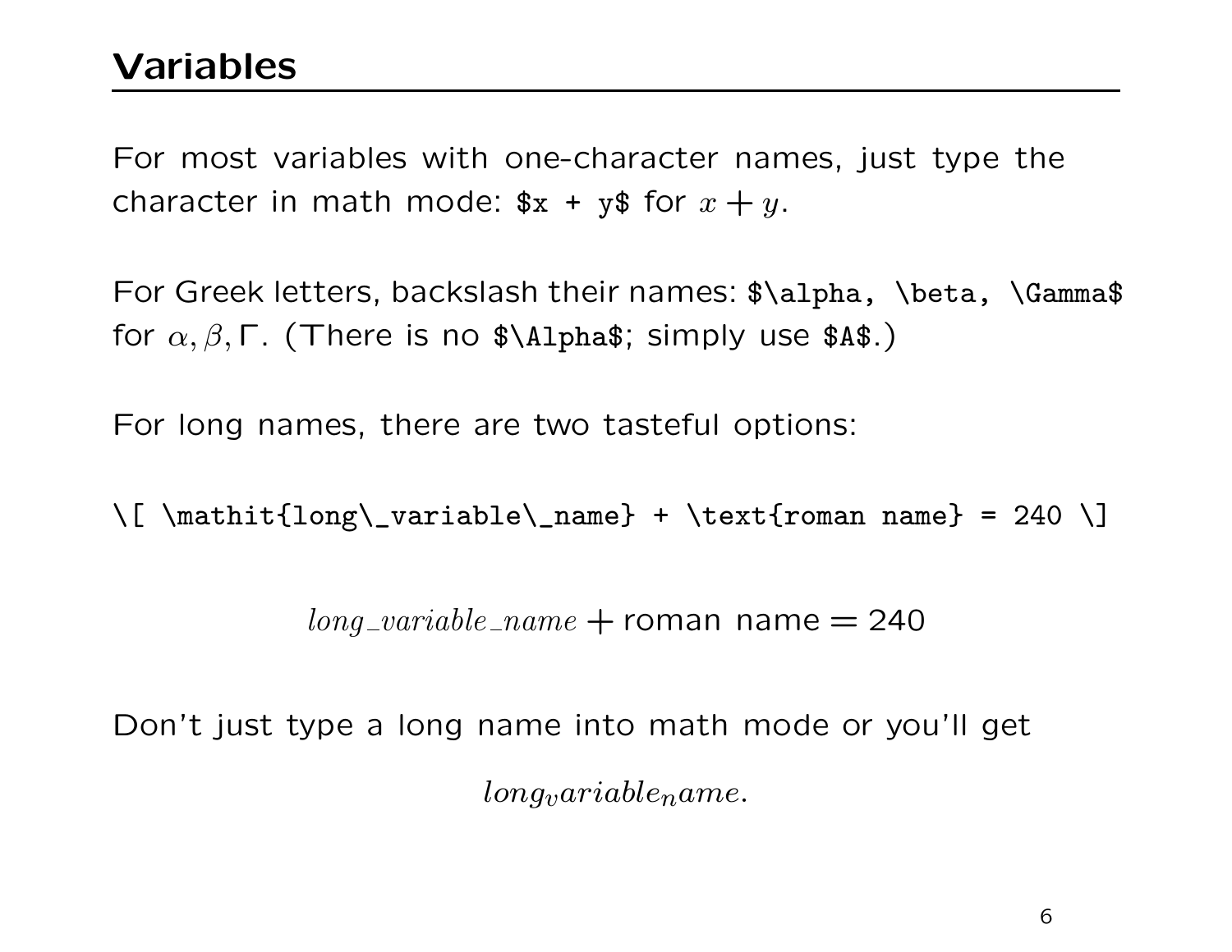# Variables

For most variables with one-character names, just type the character in math mode: `$x + y$` for $x + y$.

For Greek letters, backslash their names: `$\alpha, \beta, \Gamma$` for $\alpha, \beta, \Gamma$. (There is no `$\Alpha$`; simply use `$A$`.)

For long names, there are two tasteful options:

```
\[ \mathit{long\_variable\_name} + \text{roman name} = 240 \]
```

$$\mathit{long\_variable\_name} + \text{roman name} = 240$$

Don't just type a long name into math mode or you'll get

$$long_variable_name.$$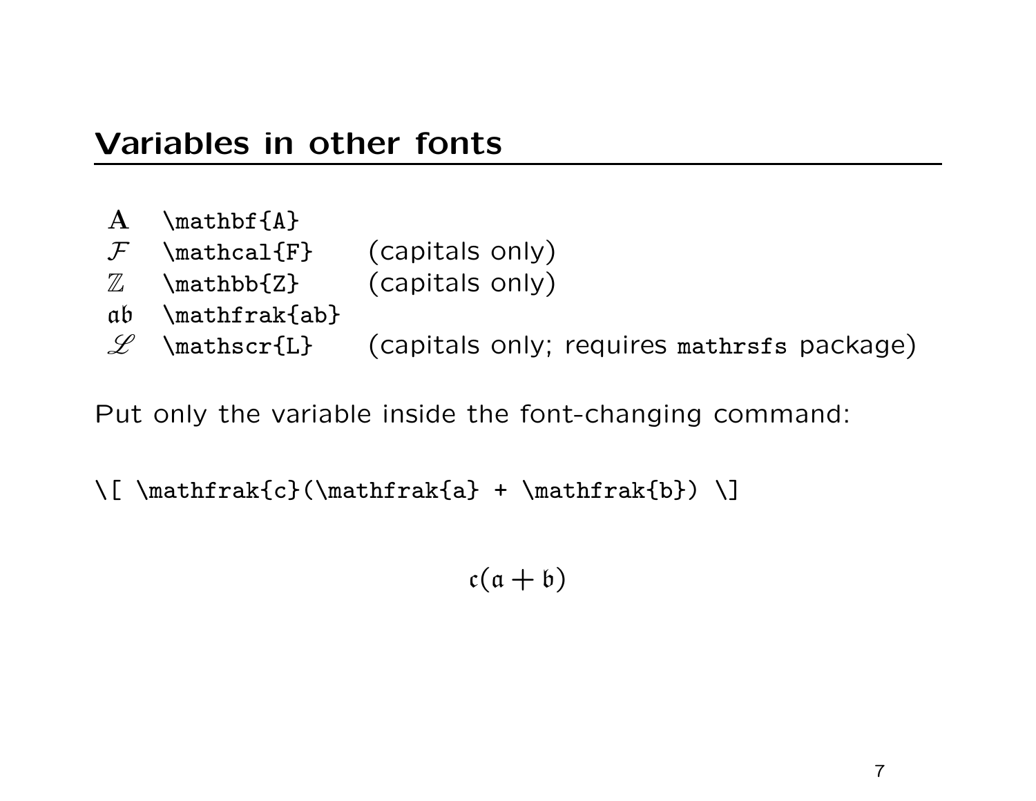## Variables in other fonts

| | | |
|---|---|---|
| $\mathbf{A}$ | `\mathbf{A}` | |
| $\mathcal{F}$ | `\mathcal{F}` | (capitals only) |
| $\mathbb{Z}$ | `\mathbb{Z}` | (capitals only) |
| $\mathfrak{ab}$ | `\mathfrak{ab}` | |
| $\mathscr{L}$ | `\mathscr{L}` | (capitals only; requires `mathrsfs` package) |

Put only the variable inside the font-changing command:

```
\[ \mathfrak{c}(\mathfrak{a} + \mathfrak{b}) \]
```

$$\mathfrak{c}(\mathfrak{a} + \mathfrak{b})$$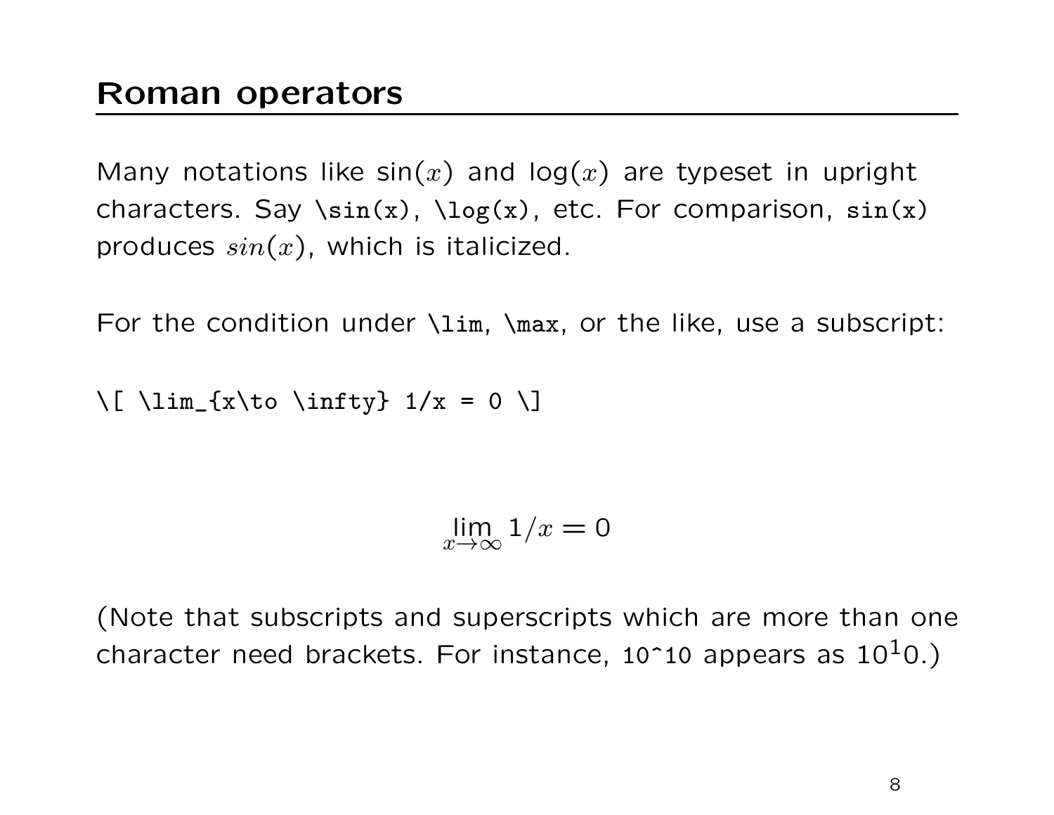## Roman operators

Many notations like $\sin(x)$ and $\log(x)$ are typeset in upright characters. Say `\sin(x)`, `\log(x)`, etc. For comparison, `sin(x)` produces $sin(x)$, which is italicized.

For the condition under `\lim`, `\max`, or the like, use a subscript:

```
\[ \lim_{x\to \infty} 1/x = 0 \]
```

$$\lim_{x\to \infty} 1/x = 0$$

(Note that subscripts and superscripts which are more than one character need brackets. For instance, `10^10` appears as $10^10$.)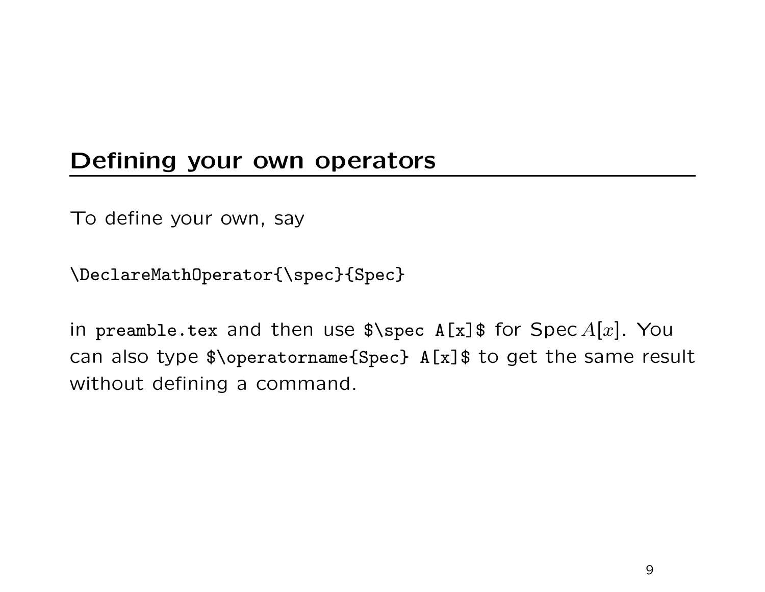## Defining your own operators

To define your own, say

```
\DeclareMathOperator{\spec}{Spec}
```

in `preamble.tex` and then use `$\spec A[x]$` for $\operatorname{Spec} A[x]$. You can also type `$\operatorname{Spec} A[x]$` to get the same result without defining a command.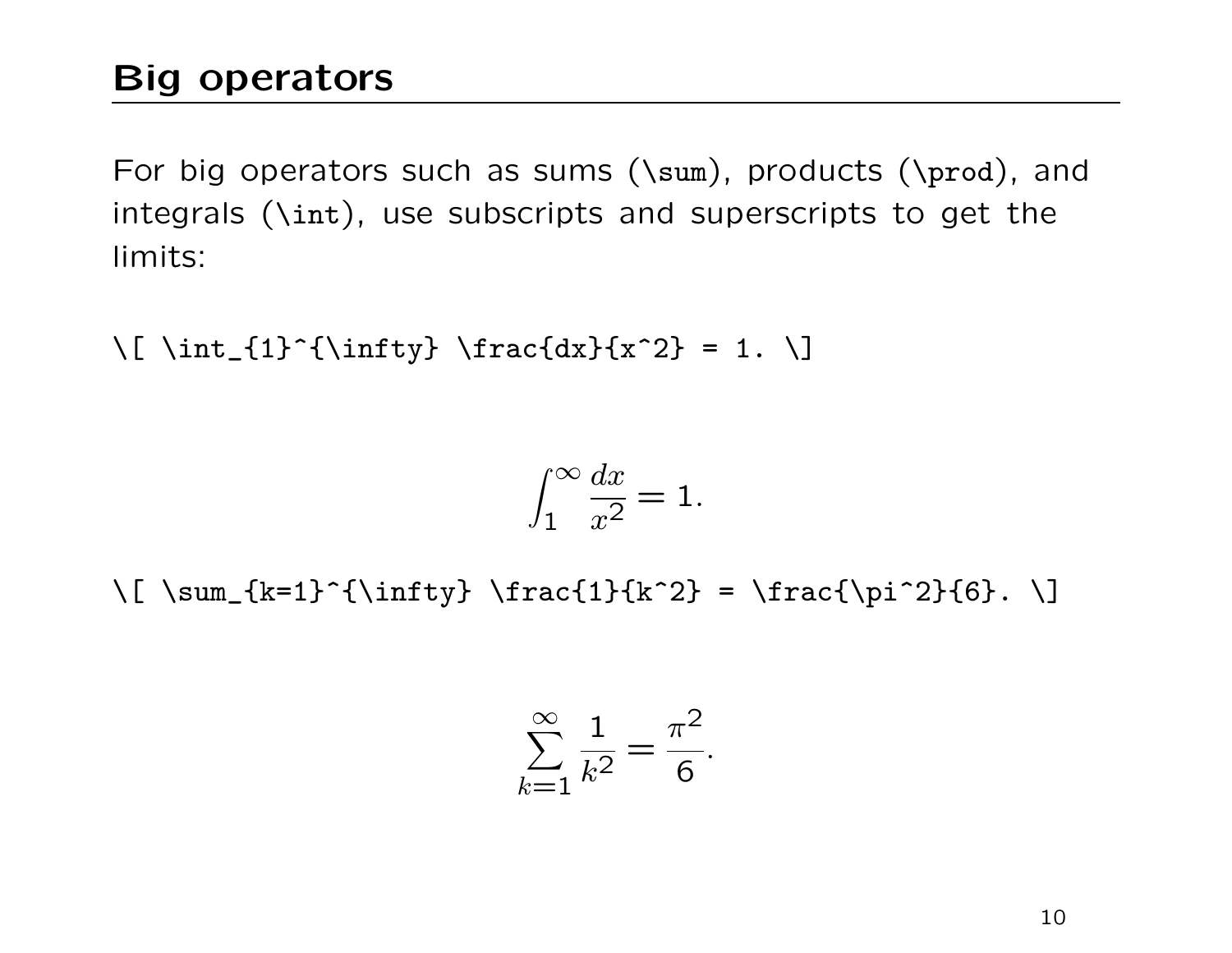## Big operators

For big operators such as sums (`\sum`), products (`\prod`), and integrals (`\int`), use subscripts and superscripts to get the limits:

```
\[ \int_{1}^{\infty} \frac{dx}{x^2} = 1. \]
```

$$\int_{1}^{\infty} \frac{dx}{x^2} = 1.$$

```
\[ \sum_{k=1}^{\infty} \frac{1}{k^2} = \frac{\pi^2}{6}. \]
```

$$\sum_{k=1}^{\infty} \frac{1}{k^2} = \frac{\pi^2}{6}.$$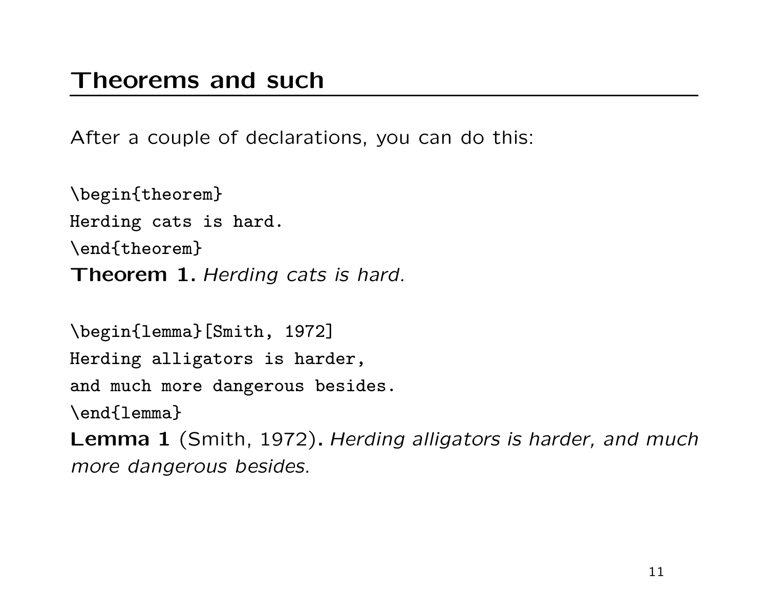## Theorems and such

After a couple of declarations, you can do this:

```
\begin{theorem}
Herding cats is hard.
\end{theorem}
```

**Theorem 1.** *Herding cats is hard.*

```
\begin{lemma}[Smith, 1972]
Herding alligators is harder,
and much more dangerous besides.
\end{lemma}
```

**Lemma 1** (Smith, 1972)**.** *Herding alligators is harder, and much more dangerous besides.*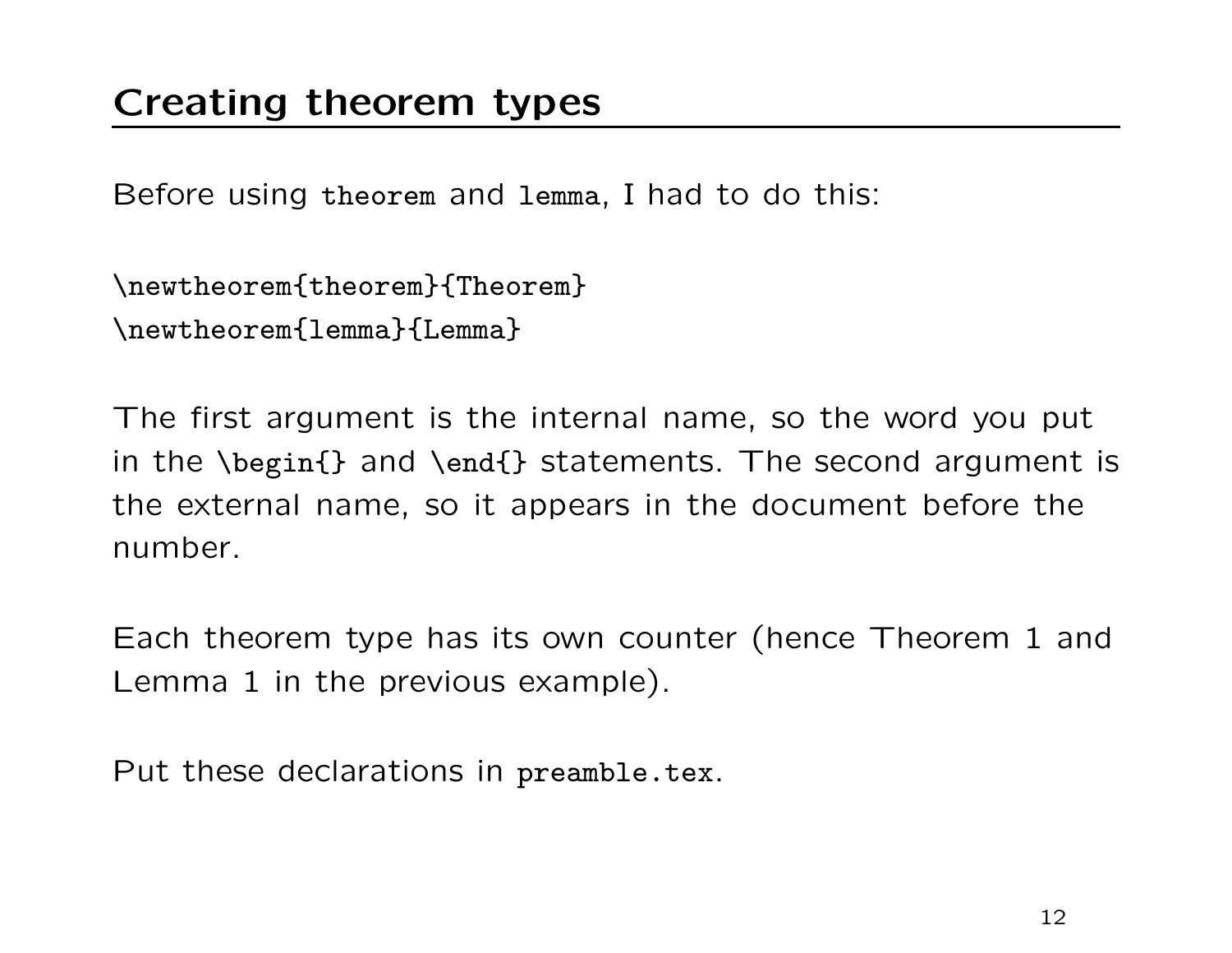# Creating theorem types

Before using `theorem` and `lemma`, I had to do this:

```
\newtheorem{theorem}{Theorem}
\newtheorem{lemma}{Lemma}
```

The first argument is the internal name, so the word you put in the `\begin{}` and `\end{}` statements. The second argument is the external name, so it appears in the document before the number.

Each theorem type has its own counter (hence Theorem 1 and Lemma 1 in the previous example).

Put these declarations in `preamble.tex`.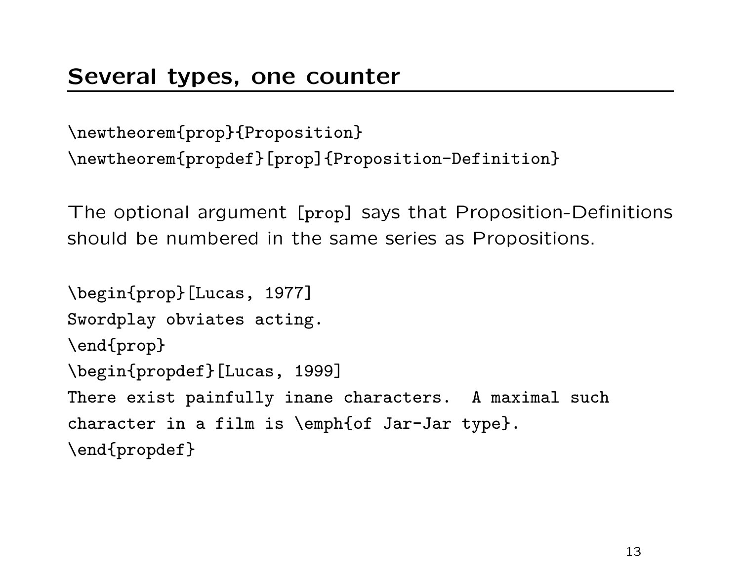## Several types, one counter

```
\newtheorem{prop}{Proposition}
\newtheorem{propdef}[prop]{Proposition-Definition}
```

The optional argument `[prop]` says that Proposition-Definitions should be numbered in the same series as Propositions.

```
\begin{prop}[Lucas, 1977]
Swordplay obviates acting.
\end{prop}
\begin{propdef}[Lucas, 1999]
There exist painfully inane characters.  A maximal such
character in a film is \emph{of Jar-Jar type}.
\end{propdef}
```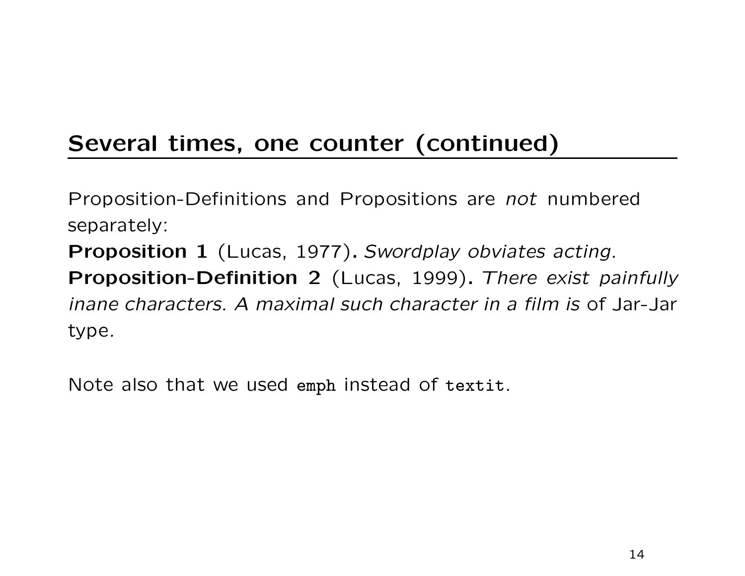## Several times, one counter (continued)

Proposition-Definitions and Propositions are *not* numbered separately:

**Proposition 1** (Lucas, 1977)**.** *Swordplay obviates acting.*

**Proposition-Definition 2** (Lucas, 1999)**.** *There exist painfully inane characters. A maximal such character in a film is* of Jar-Jar type*.*

Note also that we used `emph` instead of `textit`.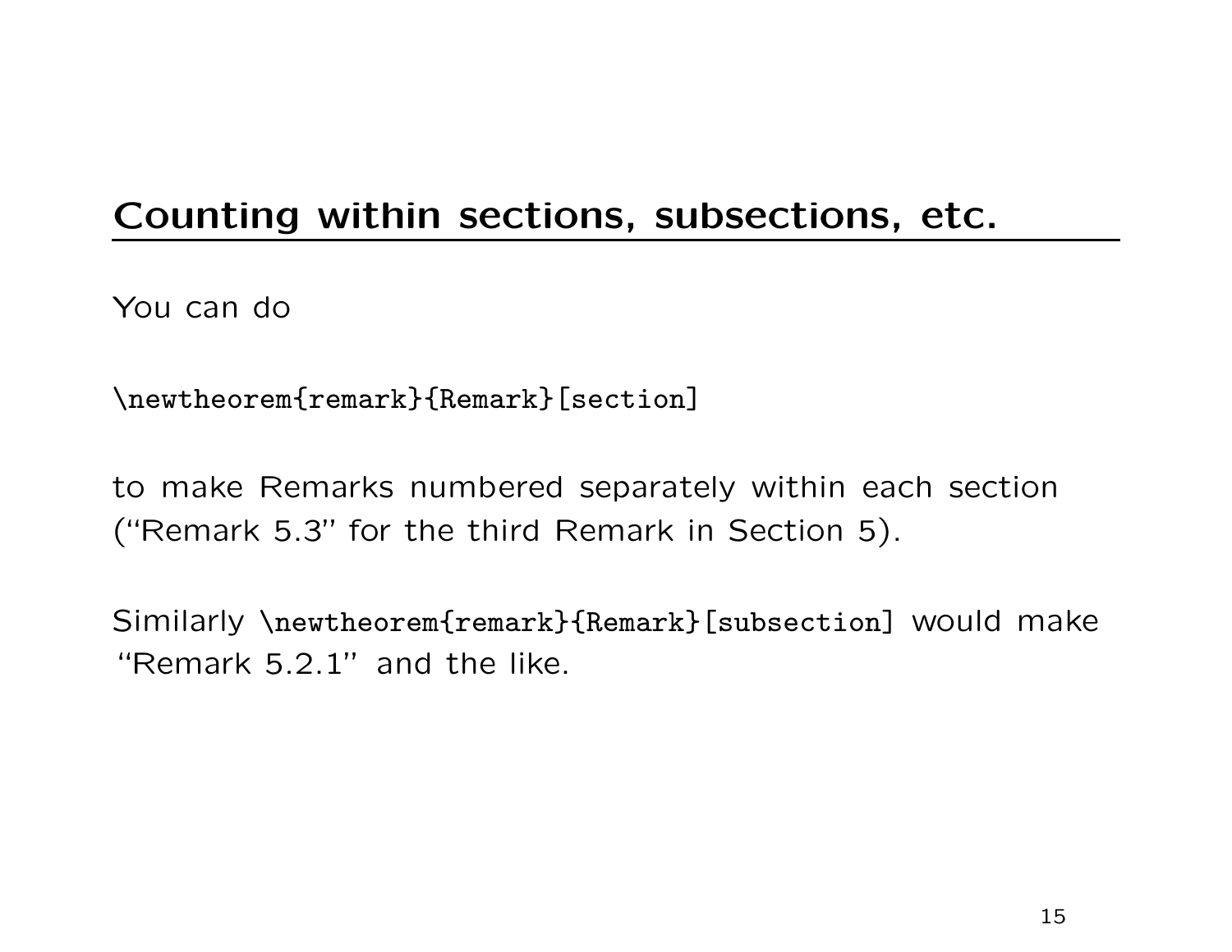## Counting within sections, subsections, etc.

You can do

```
\newtheorem{remark}{Remark}[section]
```

to make Remarks numbered separately within each section ("Remark 5.3" for the third Remark in Section 5).

Similarly `\newtheorem{remark}{Remark}[subsection]` would make "Remark 5.2.1" and the like.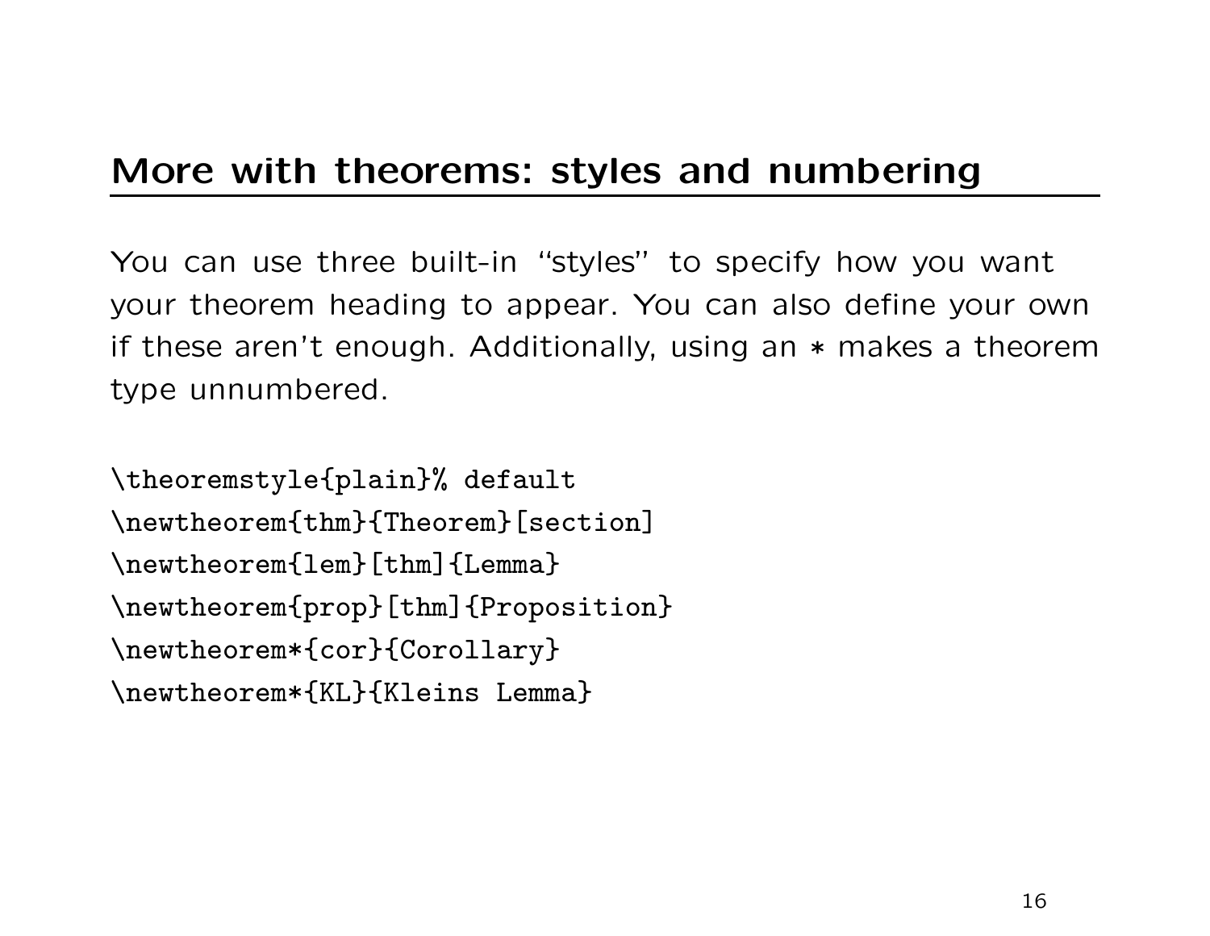## More with theorems: styles and numbering

You can use three built-in “styles” to specify how you want your theorem heading to appear. You can also define your own if these aren’t enough. Additionally, using an * makes a theorem type unnumbered.

```
\theoremstyle{plain}% default
\newtheorem{thm}{Theorem}[section]
\newtheorem{lem}[thm]{Lemma}
\newtheorem{prop}[thm]{Proposition}
\newtheorem*{cor}{Corollary}
\newtheorem*{KL}{Kleins Lemma}
```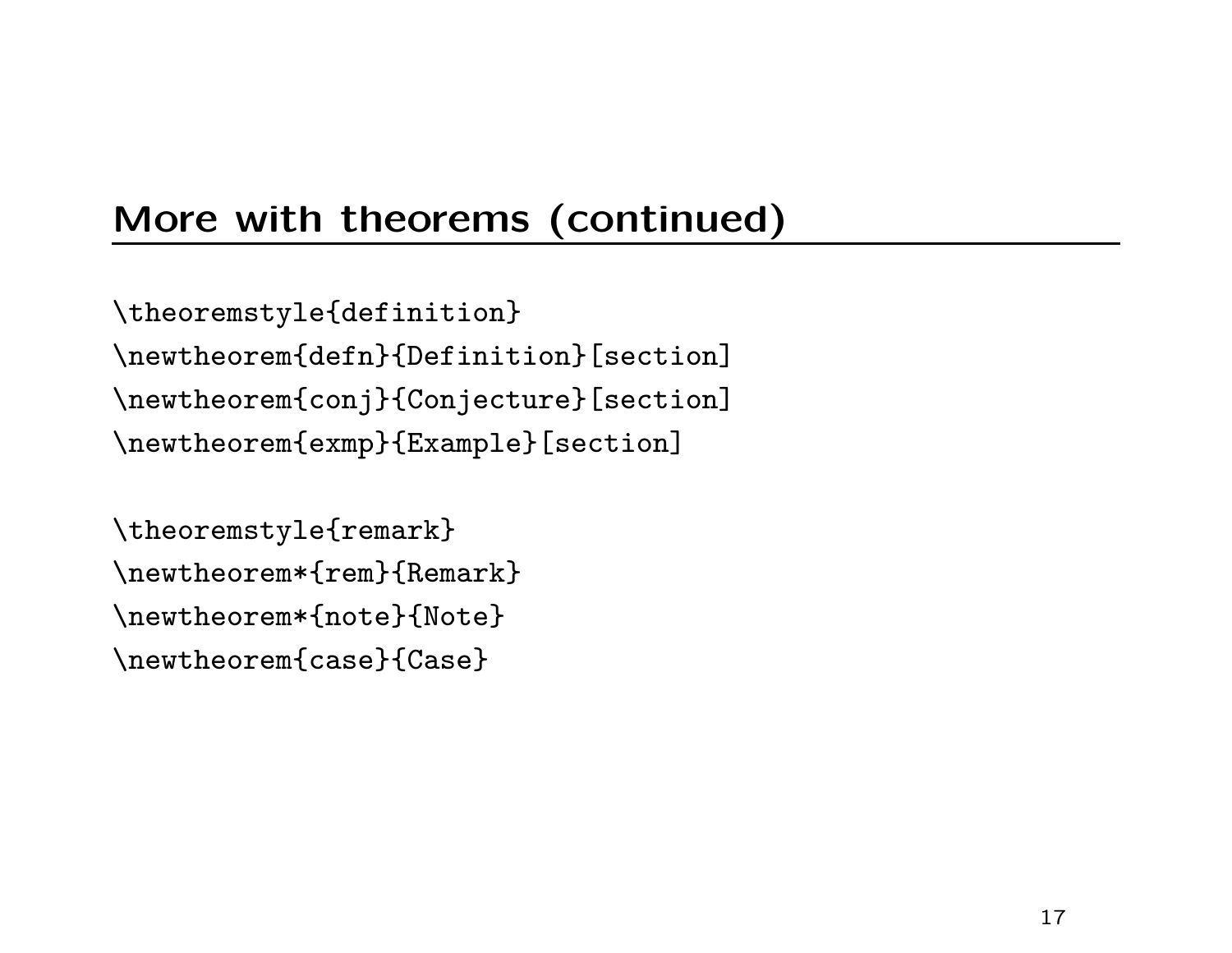# More with theorems (continued)

```
\theoremstyle{definition}
\newtheorem{defn}{Definition}[section]
\newtheorem{conj}{Conjecture}[section]
\newtheorem{exmp}{Example}[section]

\theoremstyle{remark}
\newtheorem*{rem}{Remark}
\newtheorem*{note}{Note}
\newtheorem{case}{Case}
```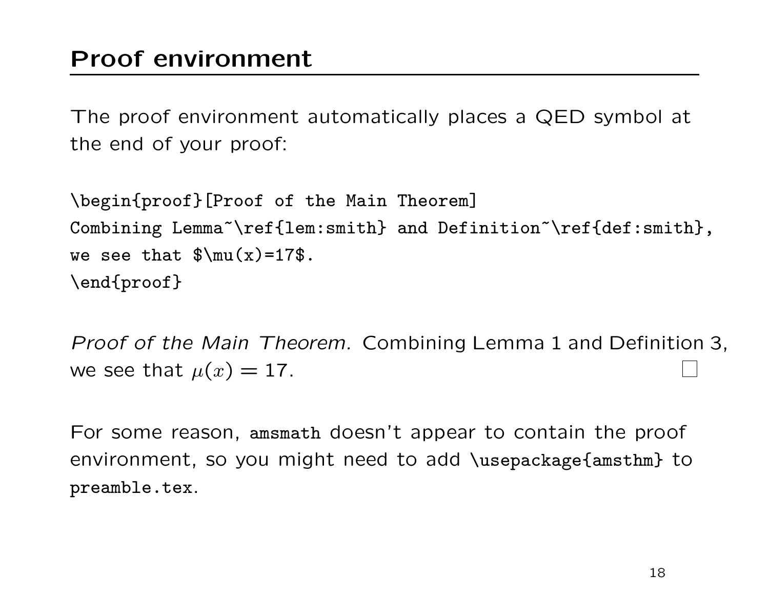## Proof environment

The proof environment automatically places a QED symbol at the end of your proof:

```
\begin{proof}[Proof of the Main Theorem]
Combining Lemma~\ref{lem:smith} and Definition~\ref{def:smith},
we see that $\mu(x)=17$.
\end{proof}
```

*Proof of the Main Theorem.* Combining Lemma 1 and Definition 3, we see that $\mu(x) = 17$. □

For some reason, `amsmath` doesn't appear to contain the proof environment, so you might need to add `\usepackage{amsthm}` to `preamble.tex`.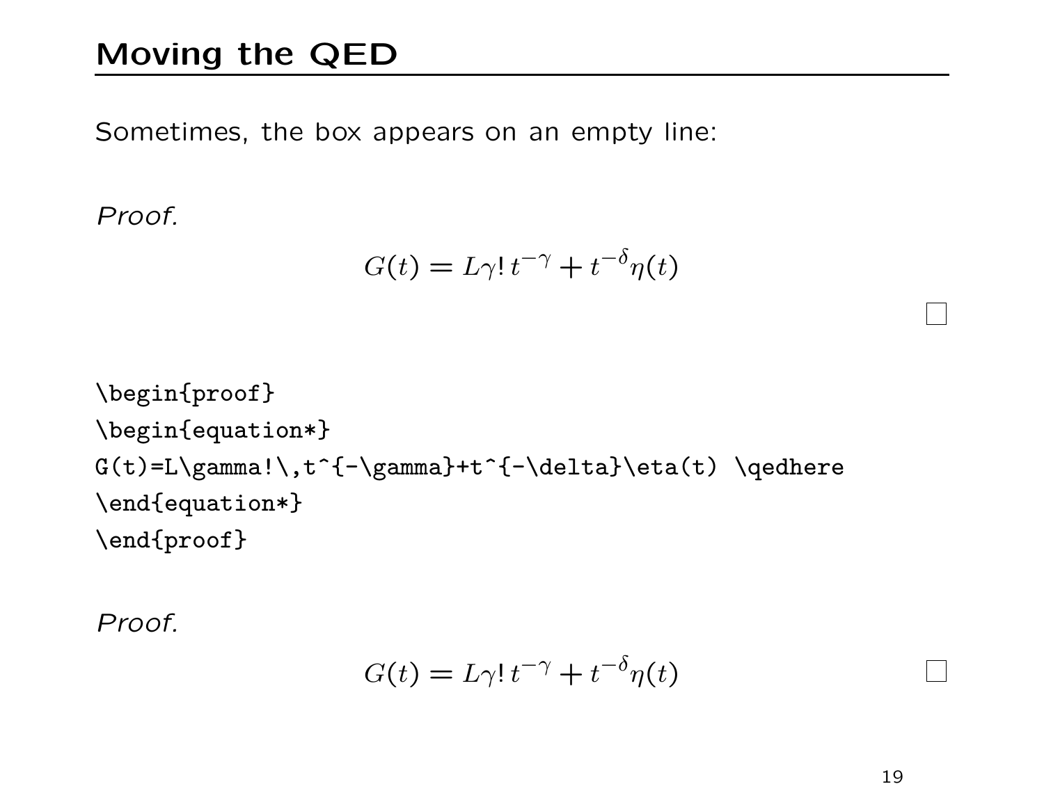# Moving the QED

Sometimes, the box appears on an empty line:

*Proof.*

$$G(t) = L\gamma!\,t^{-\gamma} + t^{-\delta}\eta(t)$$

□

```
\begin{proof}
\begin{equation*}
G(t)=L\gamma!\,t^{-\gamma}+t^{-\delta}\eta(t) \qedhere
\end{equation*}
\end{proof}
```

*Proof.*

$$G(t) = L\gamma!\,t^{-\gamma} + t^{-\delta}\eta(t) \qquad \square$$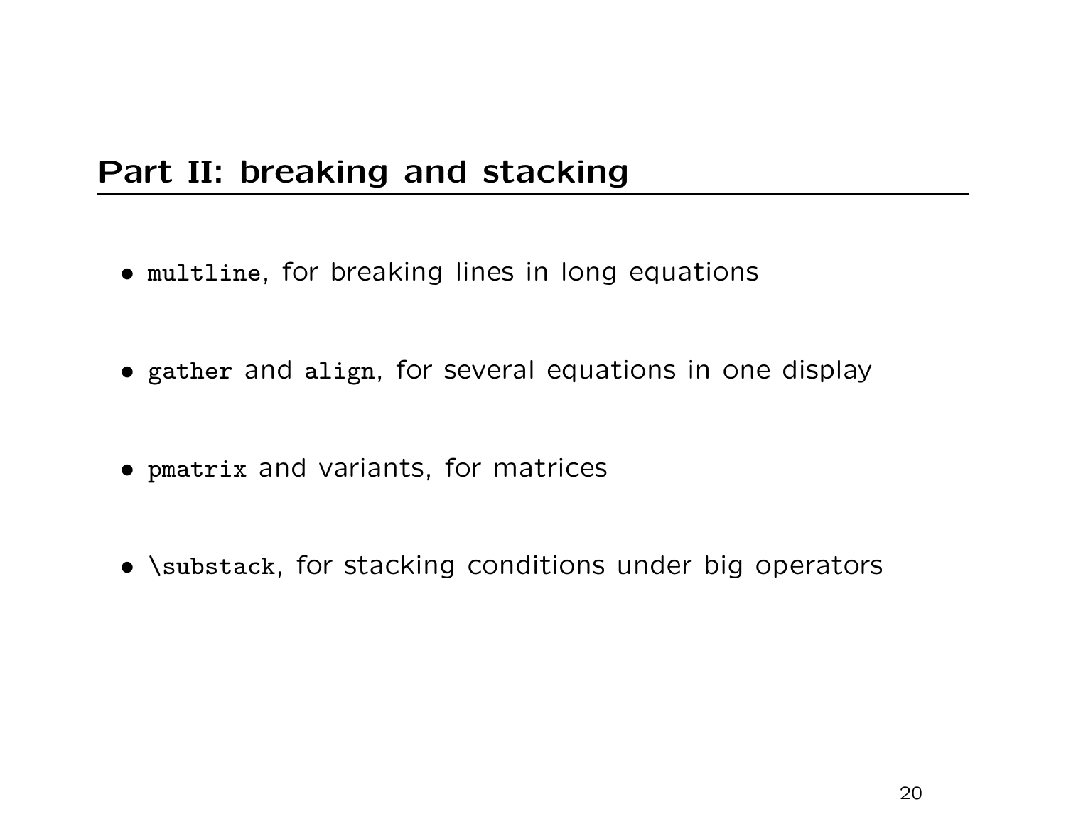## Part II: breaking and stacking

- `multline`, for breaking lines in long equations

- `gather` and `align`, for several equations in one display

- `pmatrix` and variants, for matrices

- `\substack`, for stacking conditions under big operators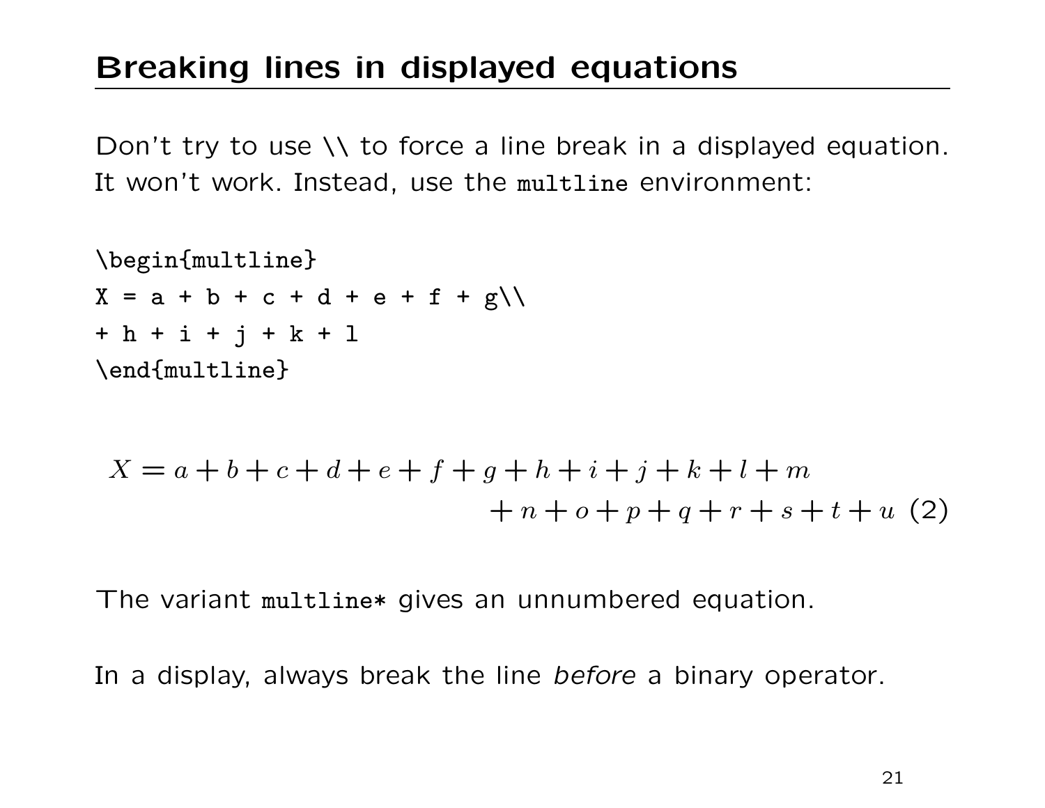# Breaking lines in displayed equations

Don't try to use \\ to force a line break in a displayed equation. It won't work. Instead, use the `multline` environment:

```
\begin{multline}
X = a + b + c + d + e + f + g\\
+ h + i + j + k + l
\end{multline}
```

$$
\begin{multline}
X = a + b + c + d + e + f + g + h + i + j + k + l + m \\
+ n + o + p + q + r + s + t + u \tag{2}
\end{multline}
$$

The variant `multline*` gives an unnumbered equation.

In a display, always break the line *before* a binary operator.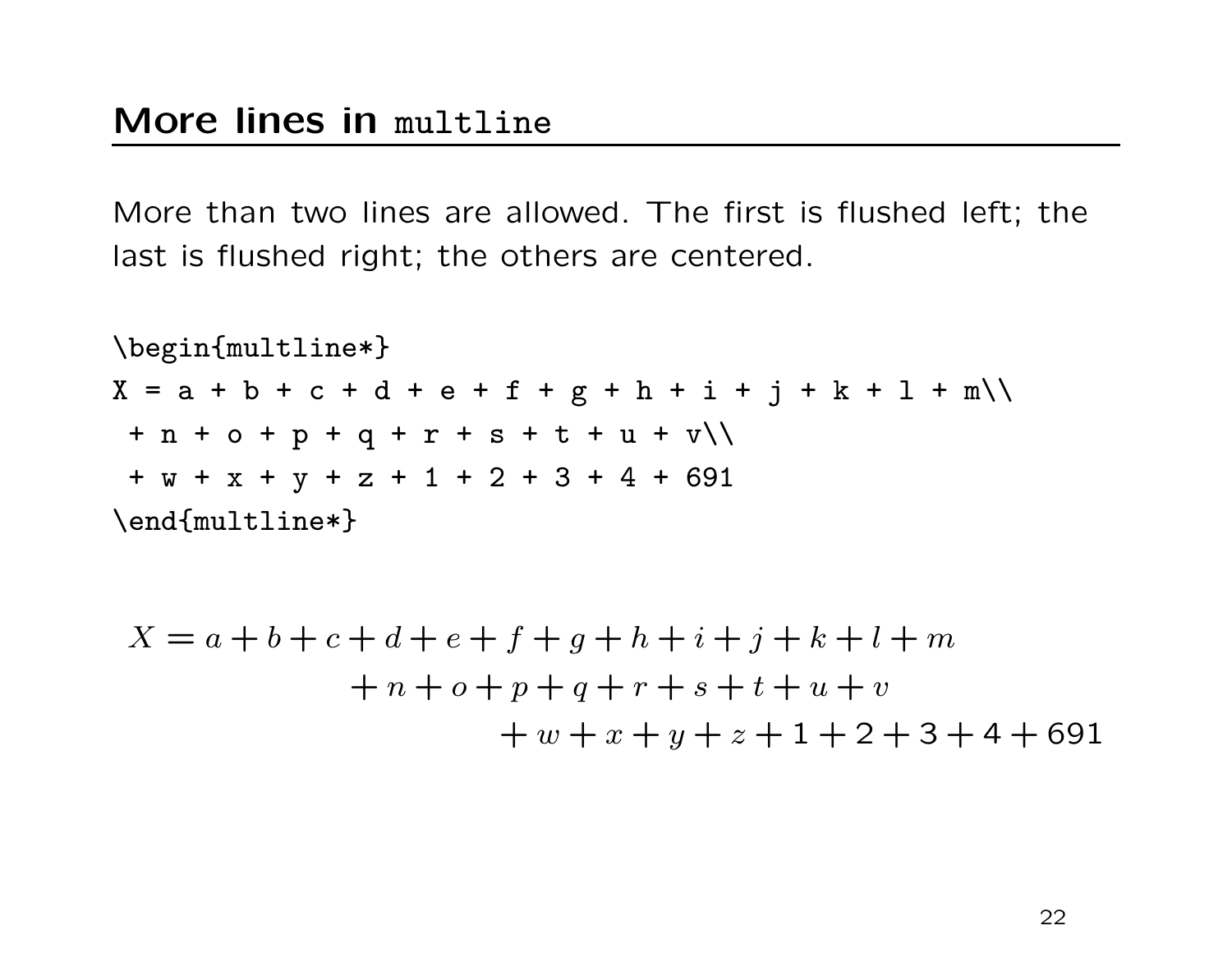## More lines in `multline`

More than two lines are allowed. The first is flushed left; the last is flushed right; the others are centered.

```
\begin{multline*}
X = a + b + c + d + e + f + g + h + i + j + k + l + m\\
 + n + o + p + q + r + s + t + u + v\\
 + w + x + y + z + 1 + 2 + 3 + 4 + 691
\end{multline*}
```

$$
\begin{multline*}
X = a + b + c + d + e + f + g + h + i + j + k + l + m\\
 + n + o + p + q + r + s + t + u + v\\
 + w + x + y + z + 1 + 2 + 3 + 4 + 691
\end{multline*}
$$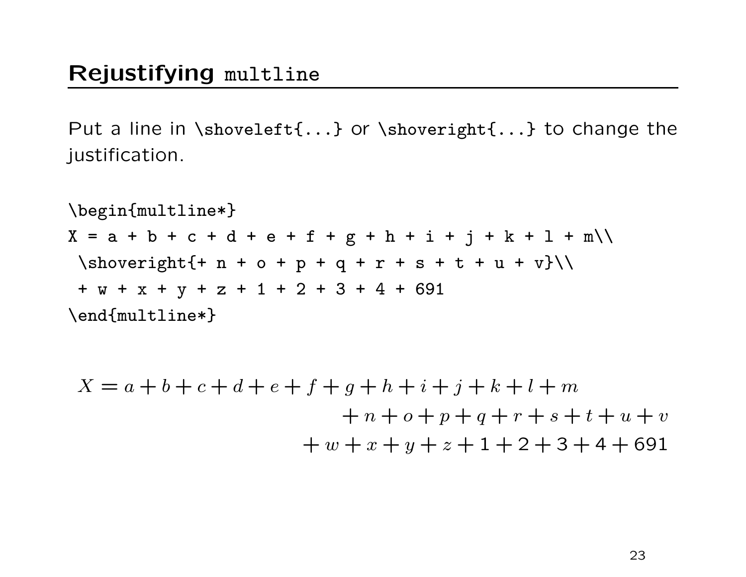## Rejustifying `multline`

Put a line in `\shoveleft{...}` or `\shoveright{...}` to change the justification.

```
\begin{multline*}
X = a + b + c + d + e + f + g + h + i + j + k + l + m\\
 \shoveright{+ n + o + p + q + r + s + t + u + v}\\
 + w + x + y + z + 1 + 2 + 3 + 4 + 691
\end{multline*}
```

$$
\begin{multline*}
X = a + b + c + d + e + f + g + h + i + j + k + l + m\\
 \shoveright{+ n + o + p + q + r + s + t + u + v}\\
 + w + x + y + z + 1 + 2 + 3 + 4 + 691
\end{multline*}
$$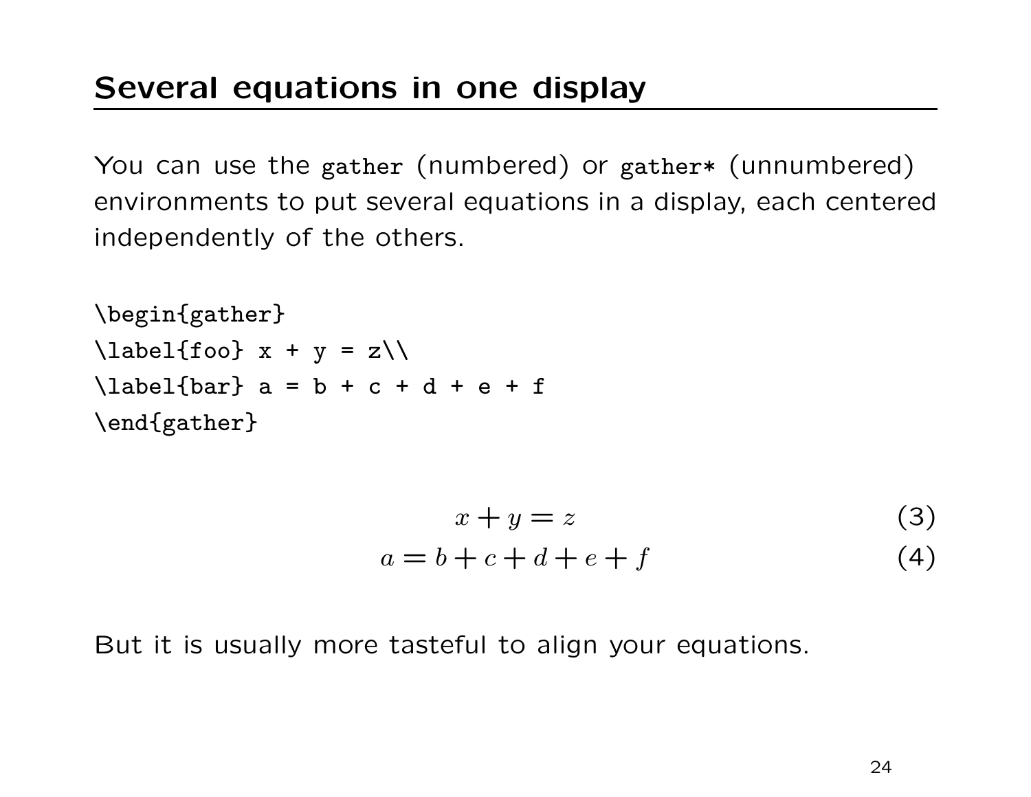# Several equations in one display

You can use the `gather` (numbered) or `gather*` (unnumbered) environments to put several equations in a display, each centered independently of the others.

```
\begin{gather}
\label{foo} x + y = z\\
\label{bar} a = b + c + d + e + f
\end{gather}
```

$$x + y = z \tag{3}$$

$$a = b + c + d + e + f \tag{4}$$

But it is usually more tasteful to align your equations.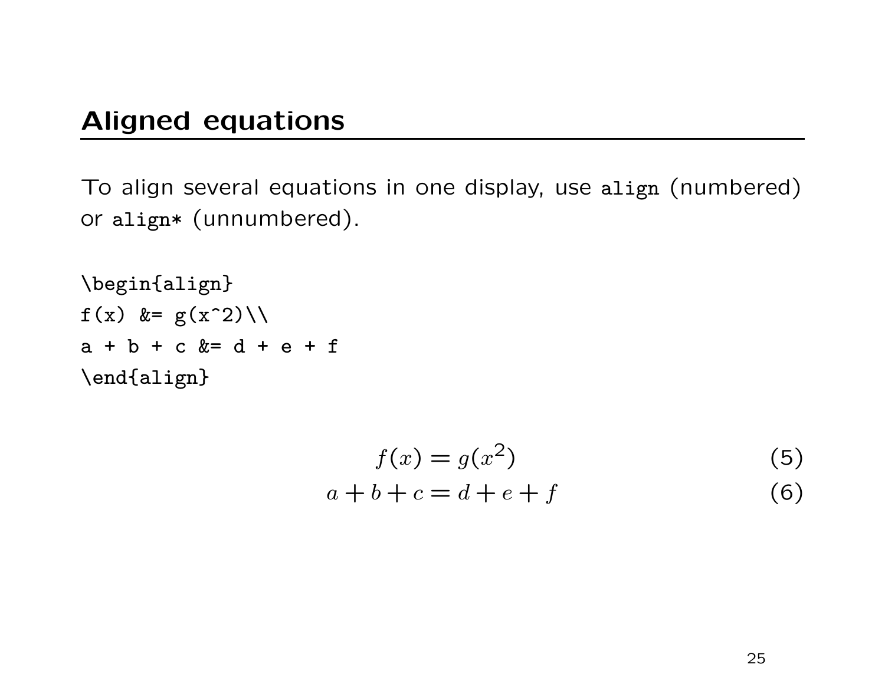## Aligned equations

To align several equations in one display, use `align` (numbered) or `align*` (unnumbered).

```
\begin{align}
f(x) &= g(x^2)\\
a + b + c &= d + e + f
\end{align}
```

$$
\begin{aligned}
f(x) &= g(x^2) \qquad (5)\\
a + b + c &= d + e + f \qquad (6)
\end{aligned}
$$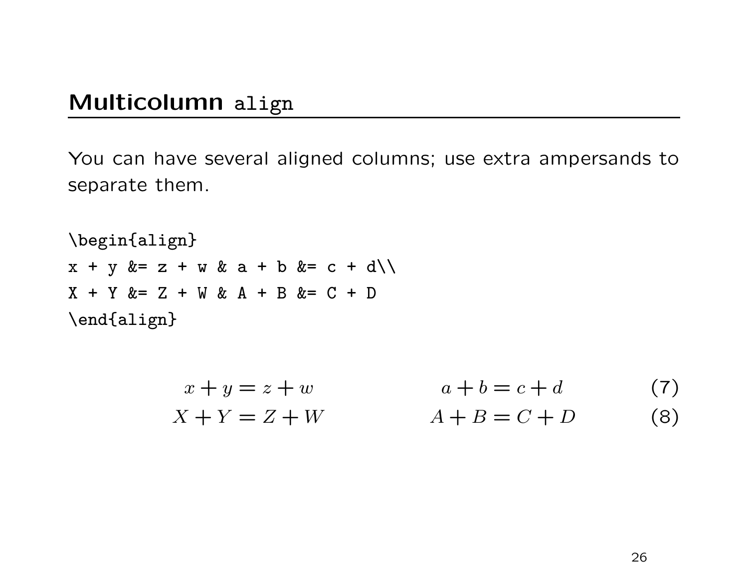## Multicolumn `align`

You can have several aligned columns; use extra ampersands to separate them.

```
\begin{align}
x + y &= z + w & a + b &= c + d\\
X + Y &= Z + W & A + B &= C + D
\end{align}
```

$$
\begin{aligned}
x + y &= z + w & a + b &= c + d \qquad (7)\\
X + Y &= Z + W & A + B &= C + D \qquad (8)
\end{aligned}
$$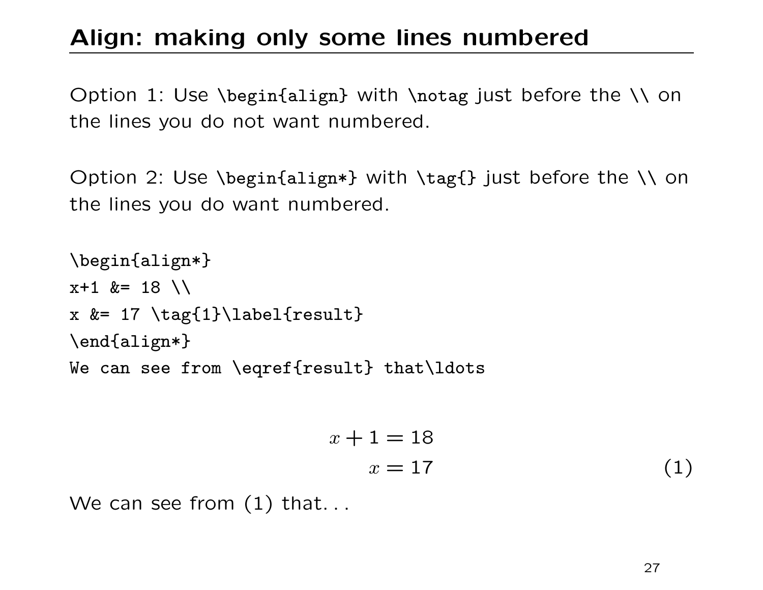## Align: making only some lines numbered

Option 1: Use `\begin{align}` with `\notag` just before the `\\` on the lines you do not want numbered.

Option 2: Use `\begin{align*}` with `\tag{}` just before the `\\` on the lines you do want numbered.

```
\begin{align*}
x+1 &= 18 \\
x &= 17 \tag{1}\label{result}
\end{align*}
We can see from \eqref{result} that\ldots
```

$$
\begin{aligned}
x+1 &= 18 \\
x &= 17 \qquad (1)
\end{aligned}
$$

We can see from (1) that. . .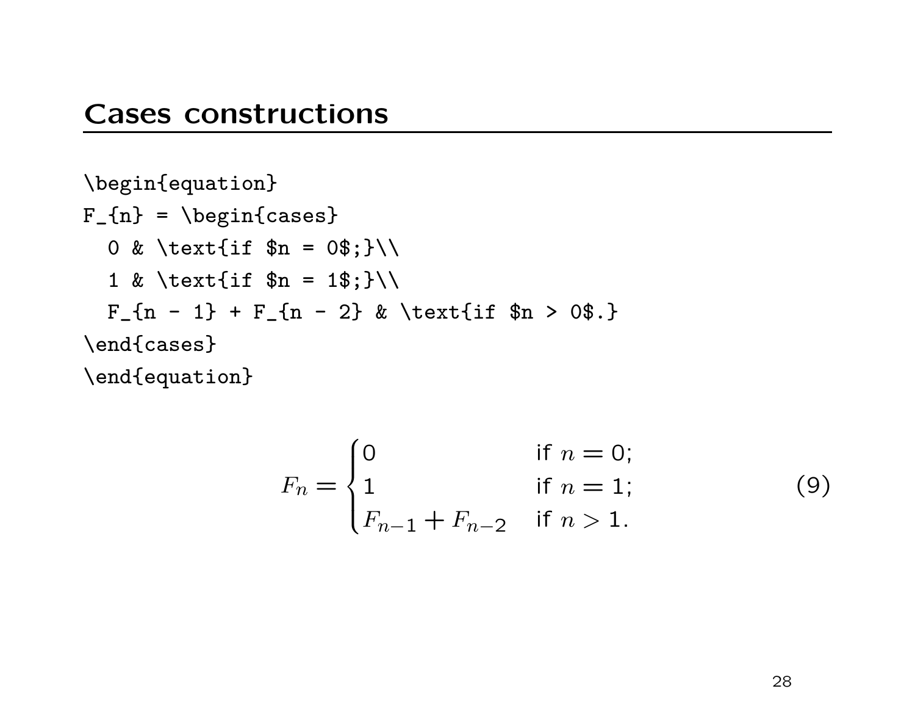# Cases constructions

```
\begin{equation}
F_{n} = \begin{cases}
  0 & \text{if $n = 0$;}\\
  1 & \text{if $n = 1$;}\\
  F_{n - 1} + F_{n - 2} & \text{if $n > 0$.}
\end{cases}
\end{equation}
```

$$F_n = \begin{cases} 0 & \text{if } n = 0; \\ 1 & \text{if } n = 1; \\ F_{n-1} + F_{n-2} & \text{if } n > 1. \end{cases} \tag{9}$$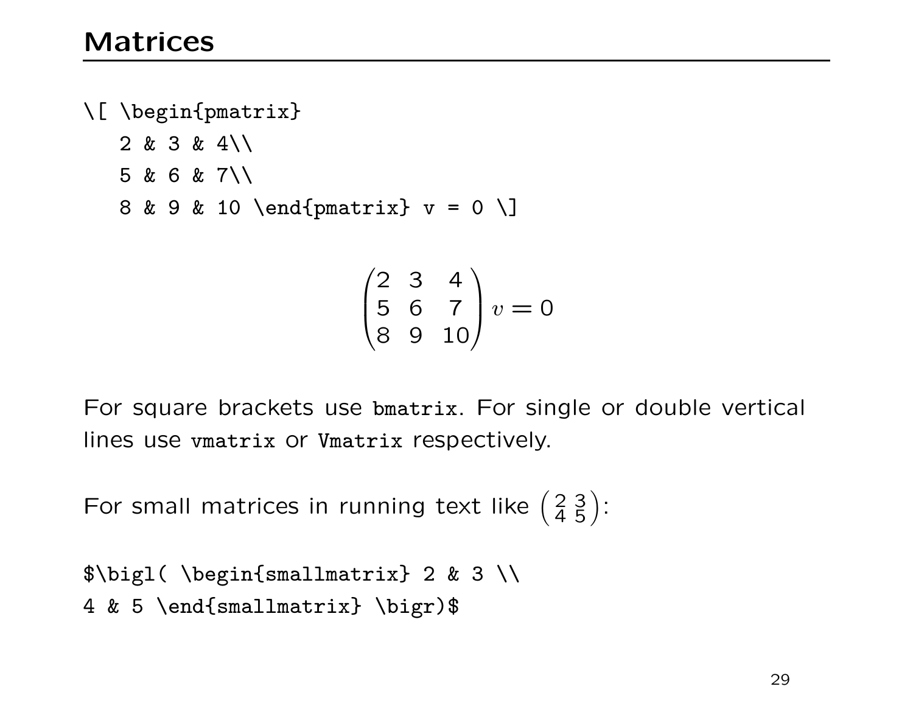# Matrices

```
\[ \begin{pmatrix}
   2 & 3 & 4\\
   5 & 6 & 7\\
   8 & 9 & 10 \end{pmatrix} v = 0 \]
```

$$\begin{pmatrix} 2 & 3 & 4\\ 5 & 6 & 7\\ 8 & 9 & 10 \end{pmatrix} v = 0$$

For square brackets use `bmatrix`. For single or double vertical lines use `vmatrix` or `Vmatrix` respectively.

For small matrices in running text like $\bigl( \begin{smallmatrix} 2 & 3 \\ 4 & 5 \end{smallmatrix} \bigr)$:

```
$\bigl( \begin{smallmatrix} 2 & 3 \\
4 & 5 \end{smallmatrix} \bigr)$
```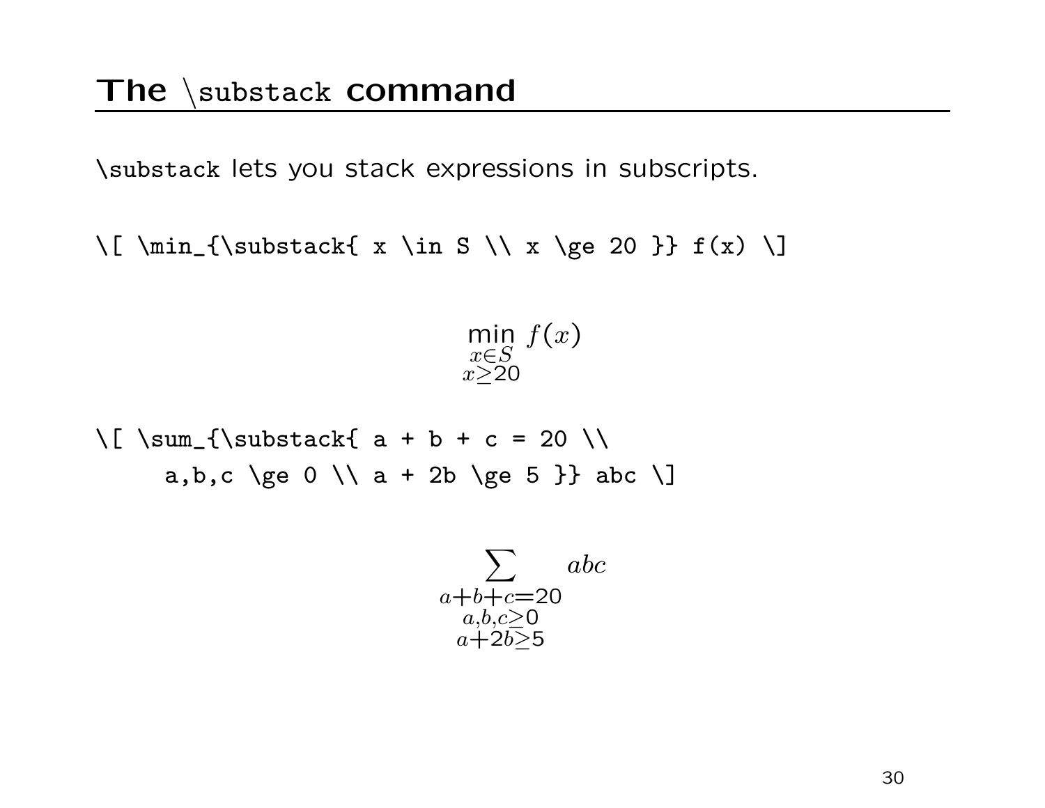## The `\substack` command

`\substack` lets you stack expressions in subscripts.

```
\[ \min_{\substack{ x \in S \\ x \ge 20 }} f(x) \]
```

$$\min_{\substack{ x \in S \\ x \ge 20 }} f(x)$$

```
\[ \sum_{\substack{ a + b + c = 20 \\
     a,b,c \ge 0 \\ a + 2b \ge 5 }} abc \]
```

$$\sum_{\substack{ a + b + c = 20 \\ a,b,c \ge 0 \\ a + 2b \ge 5 }} abc$$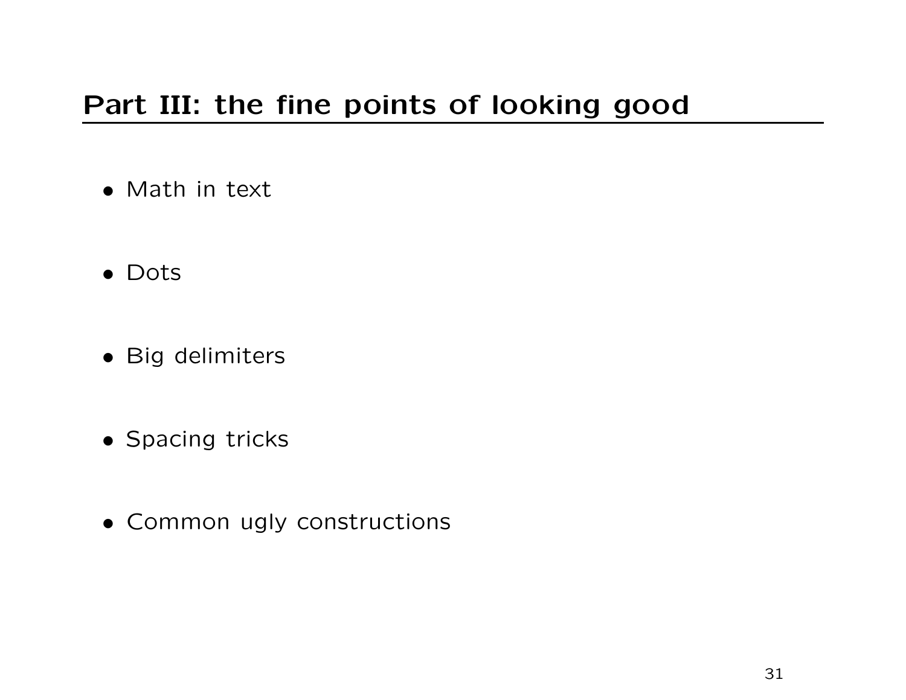# Part III: the fine points of looking good

- Math in text
- Dots
- Big delimiters
- Spacing tricks
- Common ugly constructions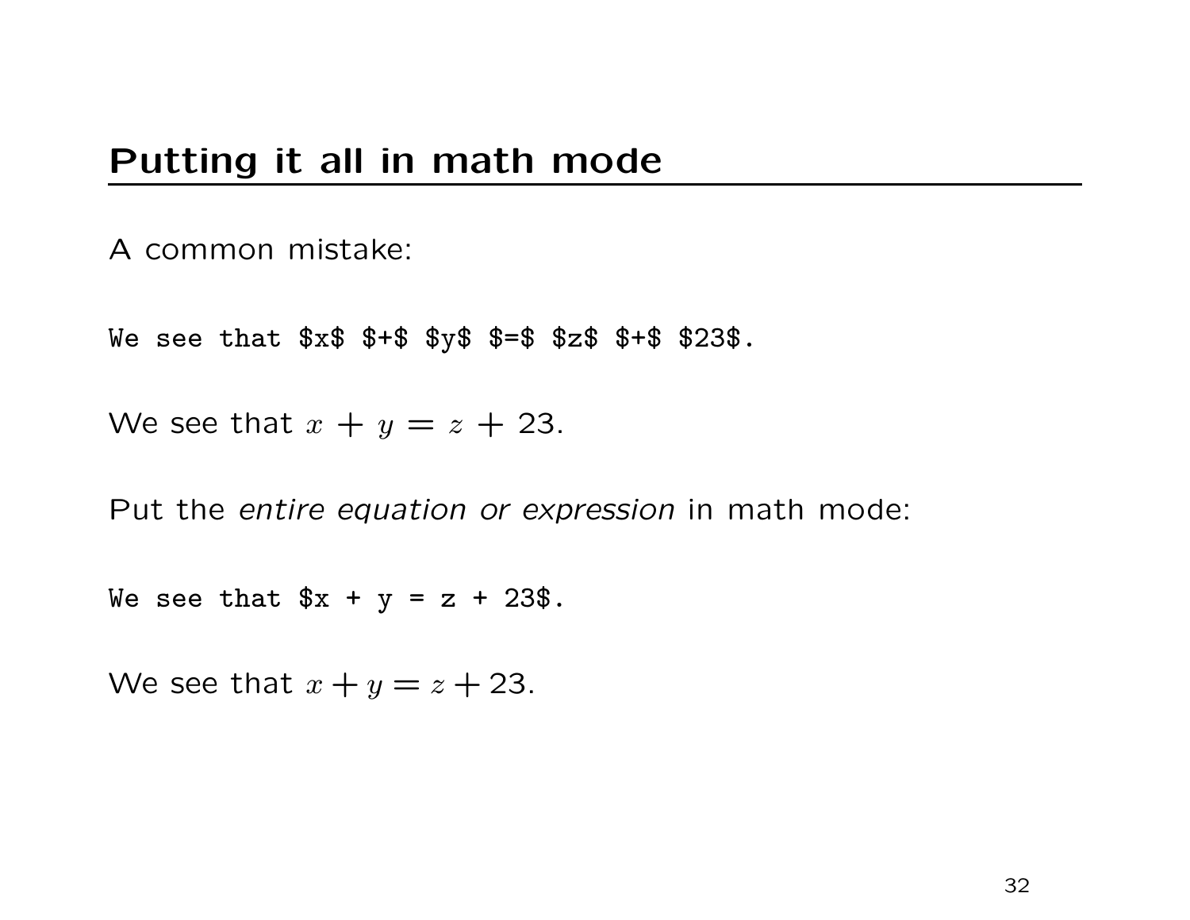## Putting it all in math mode

A common mistake:

```
We see that $x$ $+$ $y$ $=$ $z$ $+$ $23$.
```

We see that $x$ $+$ $y$ $=$ $z$ $+$ $23$.

Put the *entire equation or expression* in math mode:

```
We see that $x + y = z + 23$.
```

We see that $x + y = z + 23$.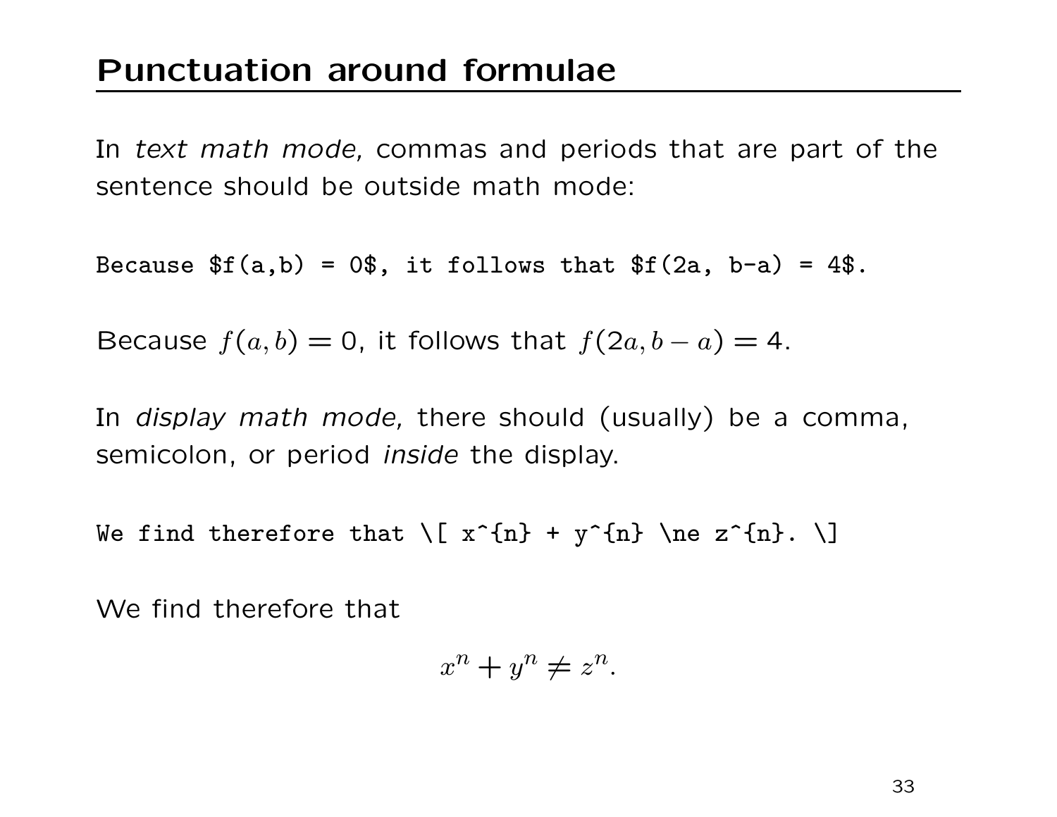# Punctuation around formulae

In *text math mode,* commas and periods that are part of the sentence should be outside math mode:

```
Because $f(a,b) = 0$, it follows that $f(2a, b-a) = 4$.
```

Because $f(a,b) = 0$, it follows that $f(2a, b-a) = 4$.

In *display math mode,* there should (usually) be a comma, semicolon, or period *inside* the display.

```
We find therefore that \[ x^{n} + y^{n} \ne z^{n}. \]
```

We find therefore that

$$x^{n} + y^{n} \ne z^{n}.$$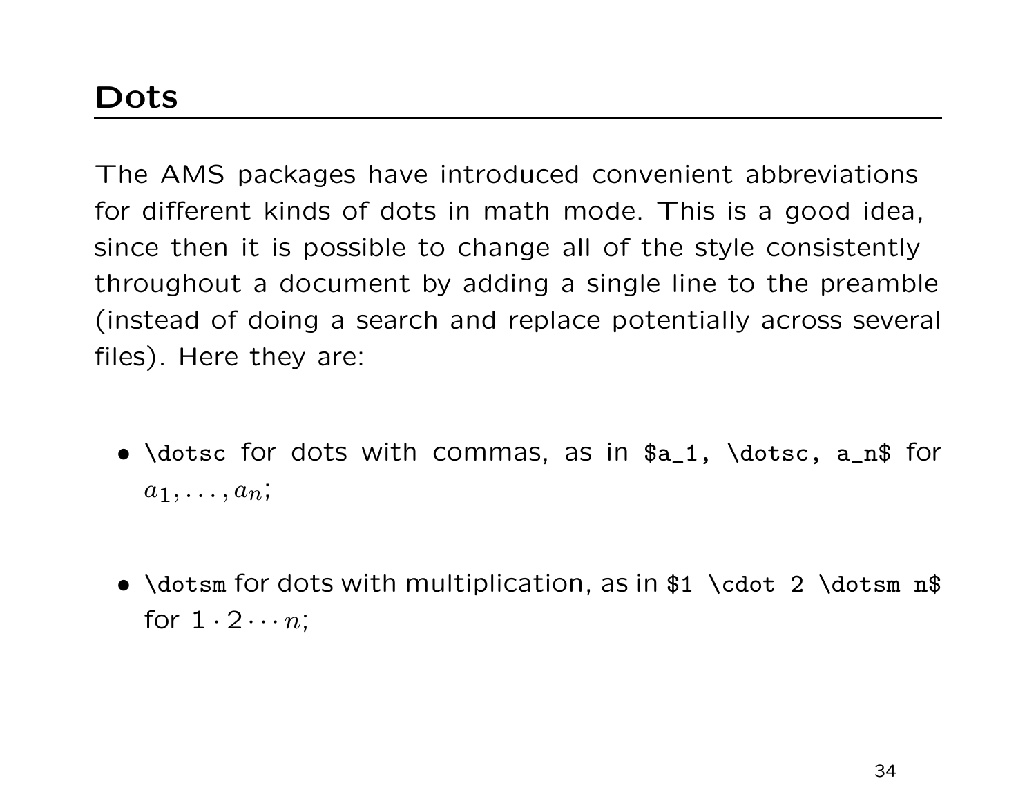# Dots

The AMS packages have introduced convenient abbreviations for different kinds of dots in math mode. This is a good idea, since then it is possible to change all of the style consistently throughout a document by adding a single line to the preamble (instead of doing a search and replace potentially across several files). Here they are:

- `\dotsc` for dots with commas, as in `$a_1, \dotsc, a_n$` for $a_1, \dotsc, a_n$;

- `\dotsm` for dots with multiplication, as in `$1 \cdot 2 \dotsm n$` for $1 \cdot 2 \dotsm n$;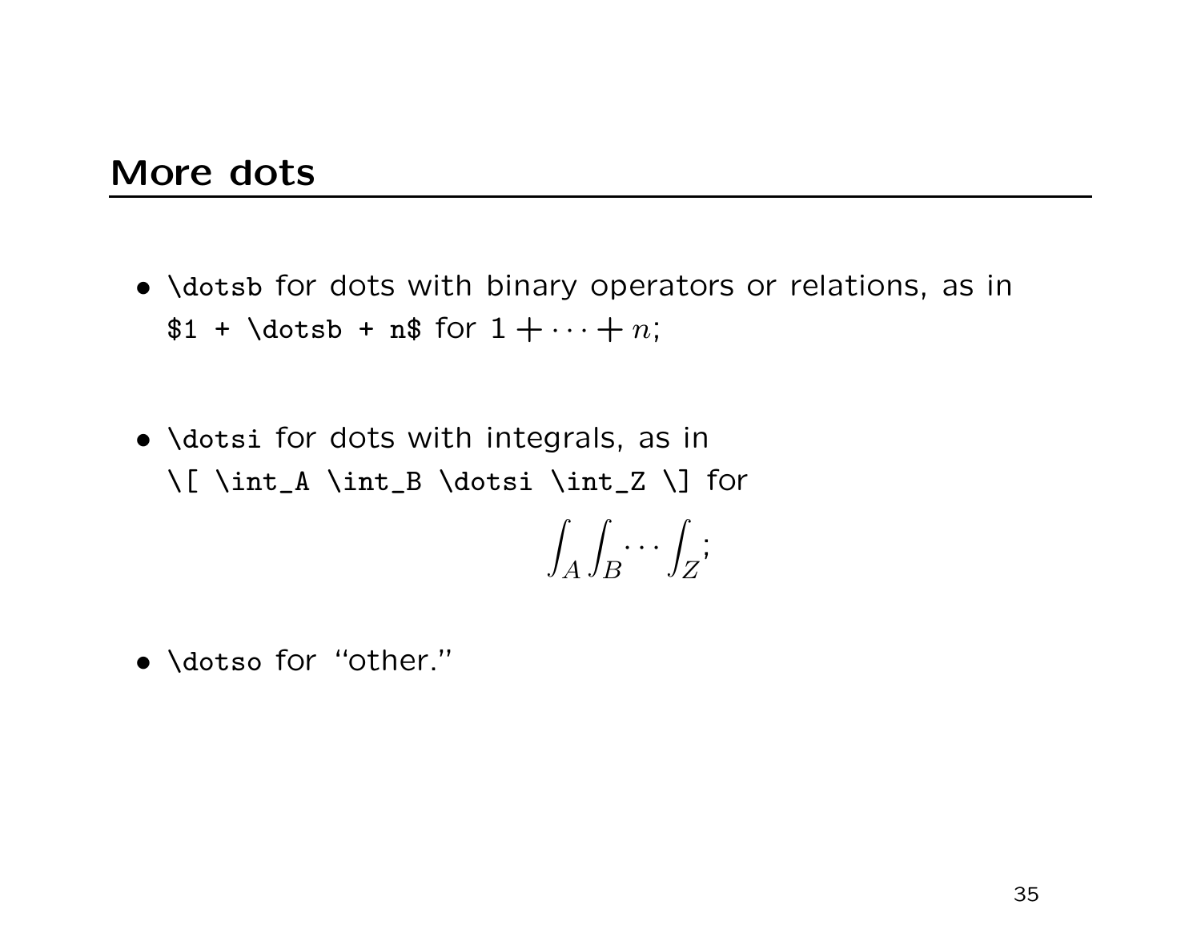## More dots

- `\dotsb` for dots with binary operators or relations, as in `$1 + \dotsb + n$` for $1 + \dots + n$;

- `\dotsi` for dots with integrals, as in `\[ \int_A \int_B \dotsi \int_Z \]` for

$$\int_A \int_B \dotsi \int_Z;$$

- `\dotso` for "other."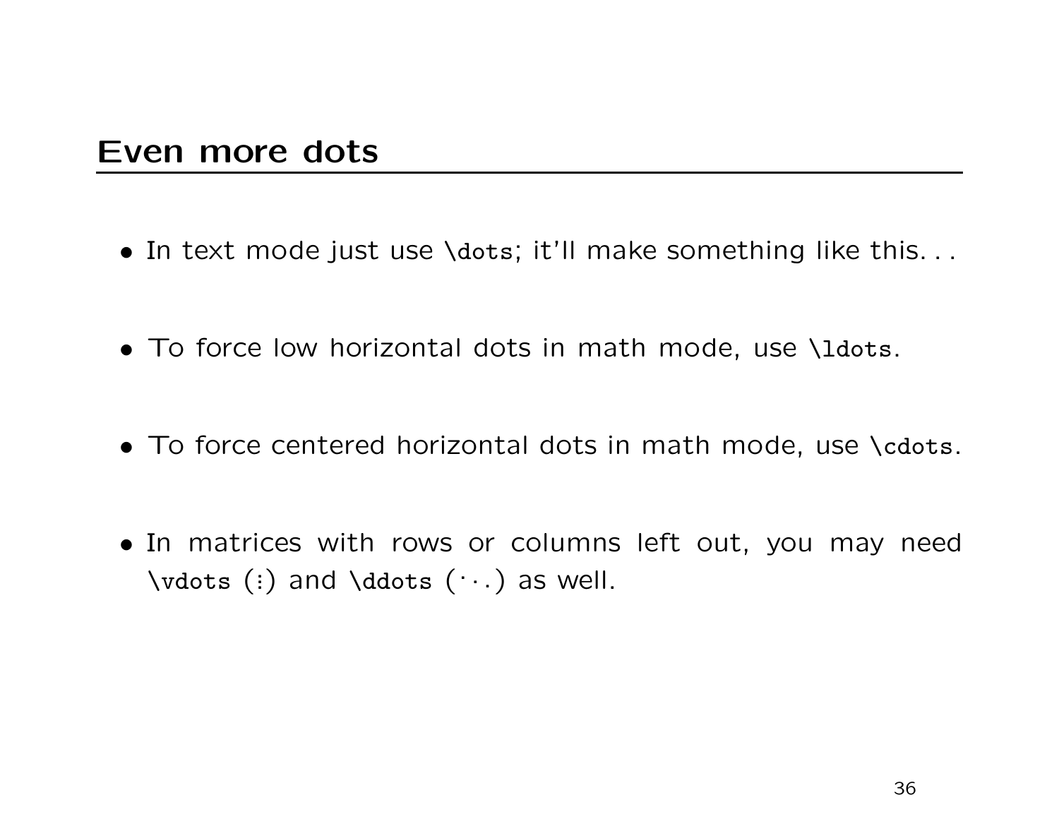## Even more dots

- In text mode just use `\dots`; it'll make something like this...
- To force low horizontal dots in math mode, use `\ldots`.
- To force centered horizontal dots in math mode, use `\cdots`.
- In matrices with rows or columns left out, you may need `\vdots` ($\vdots$) and `\ddots` ($\ddots$) as well.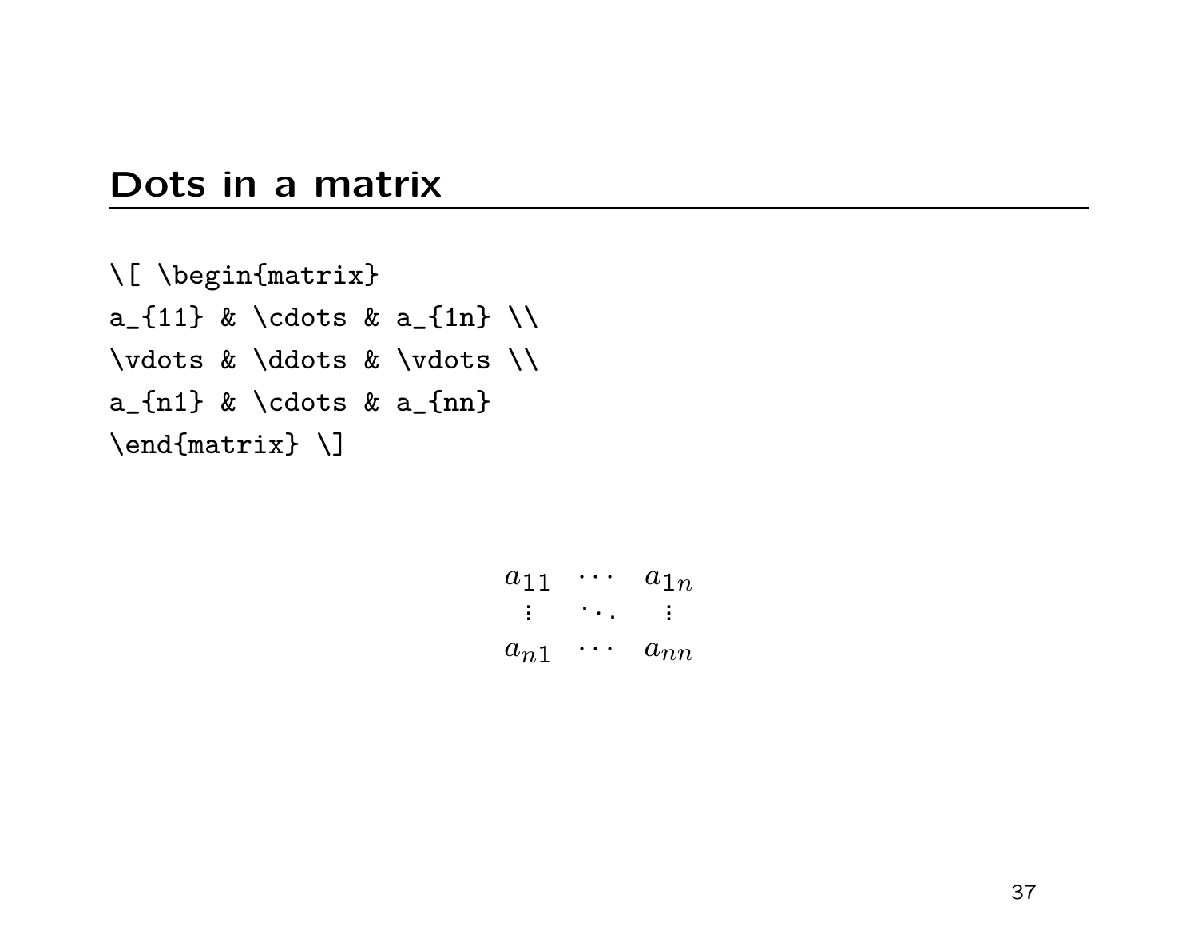## Dots in a matrix

```
\[ \begin{matrix}
a_{11} & \cdots & a_{1n} \\
\vdots & \ddots & \vdots \\
a_{n1} & \cdots & a_{nn}
\end{matrix} \]
```

$$\begin{matrix}
a_{11} & \cdots & a_{1n} \\
\vdots & \ddots & \vdots \\
a_{n1} & \cdots & a_{nn}
\end{matrix}$$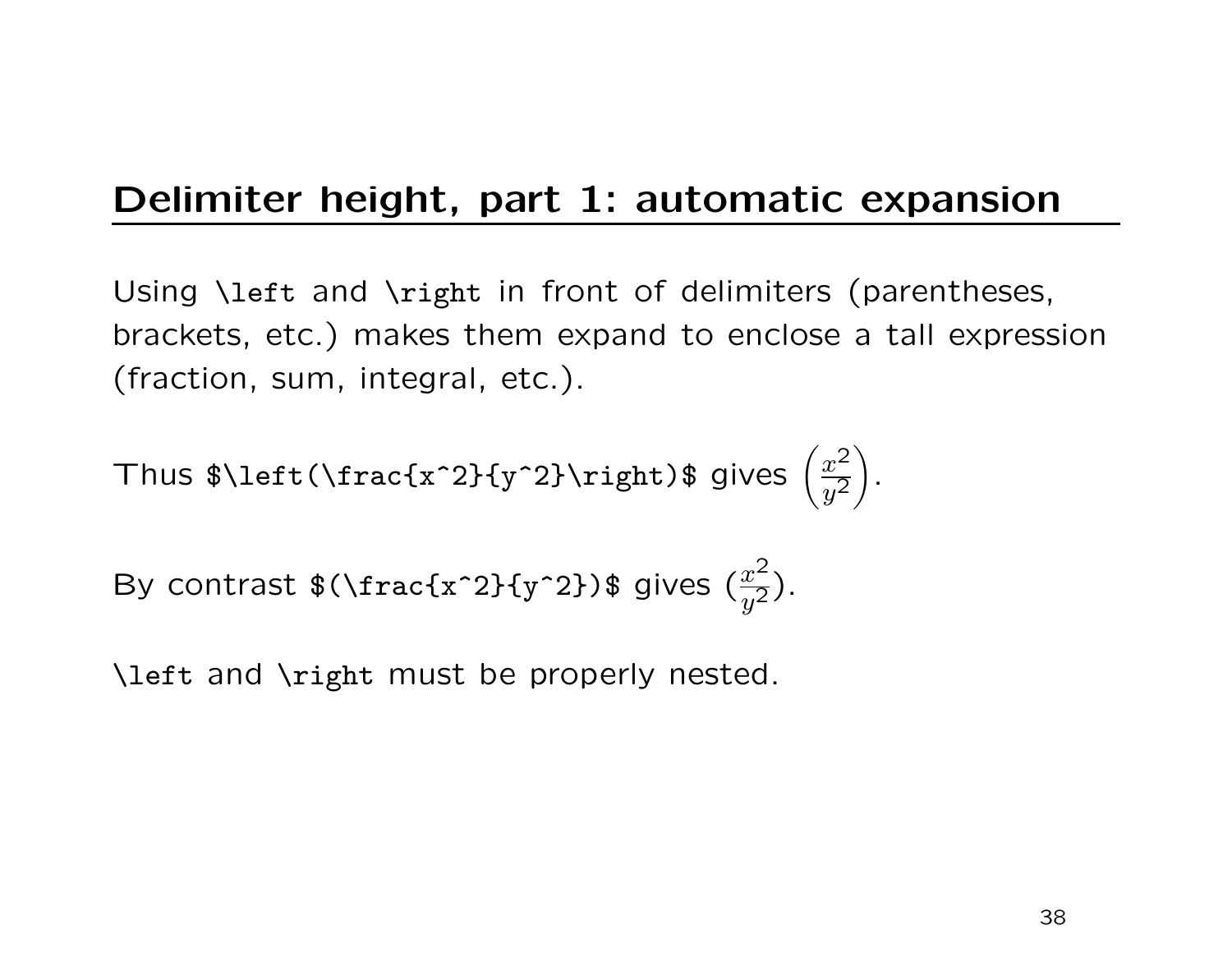## Delimiter height, part 1: automatic expansion

Using `\left` and `\right` in front of delimiters (parentheses, brackets, etc.) makes them expand to enclose a tall expression (fraction, sum, integral, etc.).

Thus `$\left(\frac{x^2}{y^2}\right)$` gives $\left(\frac{x^2}{y^2}\right)$.

By contrast `$(\frac{x^2}{y^2})$` gives $(\frac{x^2}{y^2})$.

`\left` and `\right` must be properly nested.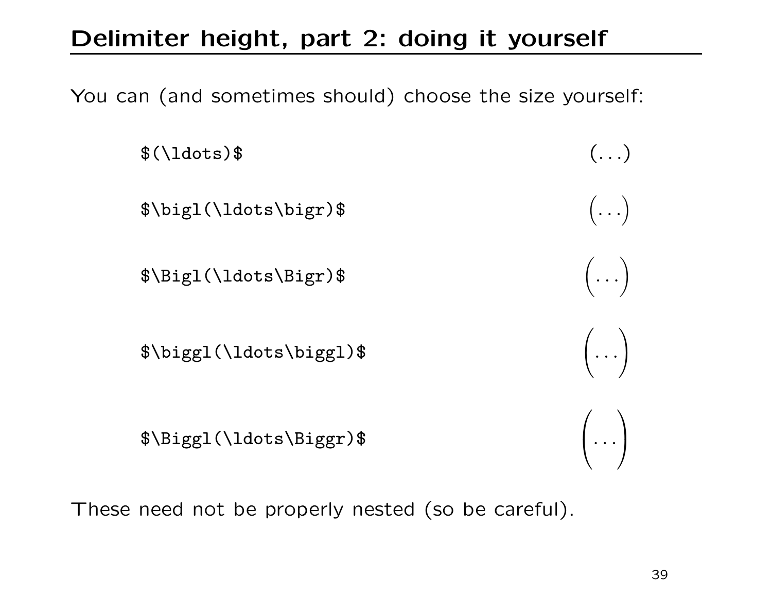## Delimiter height, part 2: doing it yourself

You can (and sometimes should) choose the size yourself:

| | |
|---|---|
| `$(\ldots)$` | $(\ldots)$ |
| `$\bigl(\ldots\bigr)$` | $\bigl(\ldots\bigr)$ |
| `$\Bigl(\ldots\Bigr)$` | $\Bigl(\ldots\Bigr)$ |
| `$\biggl(\ldots\biggl)$` | $\biggl(\ldots\biggr)$ |
| `$\Biggl(\ldots\Biggr)$` | $\Biggl(\ldots\Biggr)$ |

These need not be properly nested (so be careful).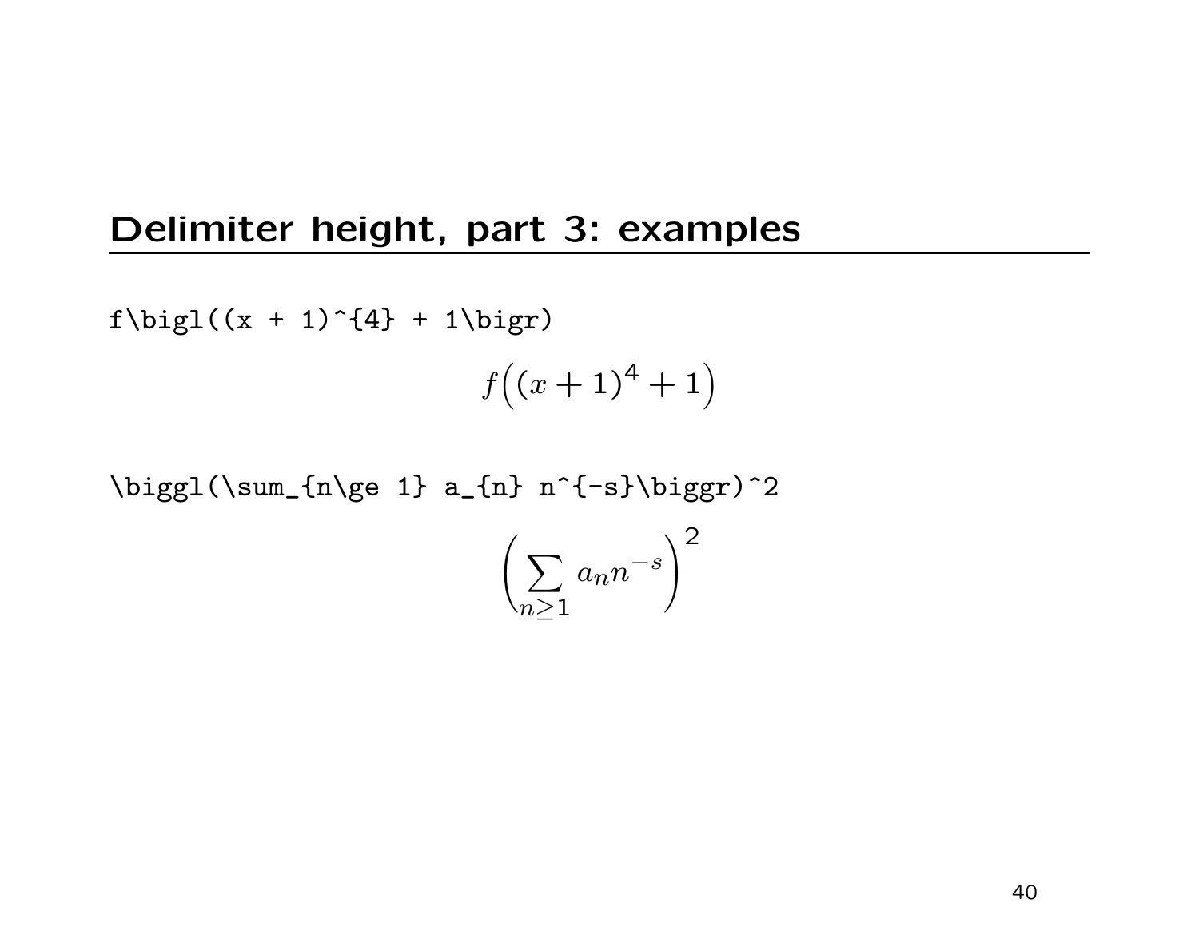## Delimiter height, part 3: examples

```
f\bigl((x + 1)^{4} + 1\bigr)
```

$$f\bigl((x+1)^{4}+1\bigr)$$

```
\biggl(\sum_{n\ge 1} a_{n} n^{-s}\biggr)^2
```

$$\biggl(\sum_{n\ge 1} a_{n} n^{-s}\biggr)^2$$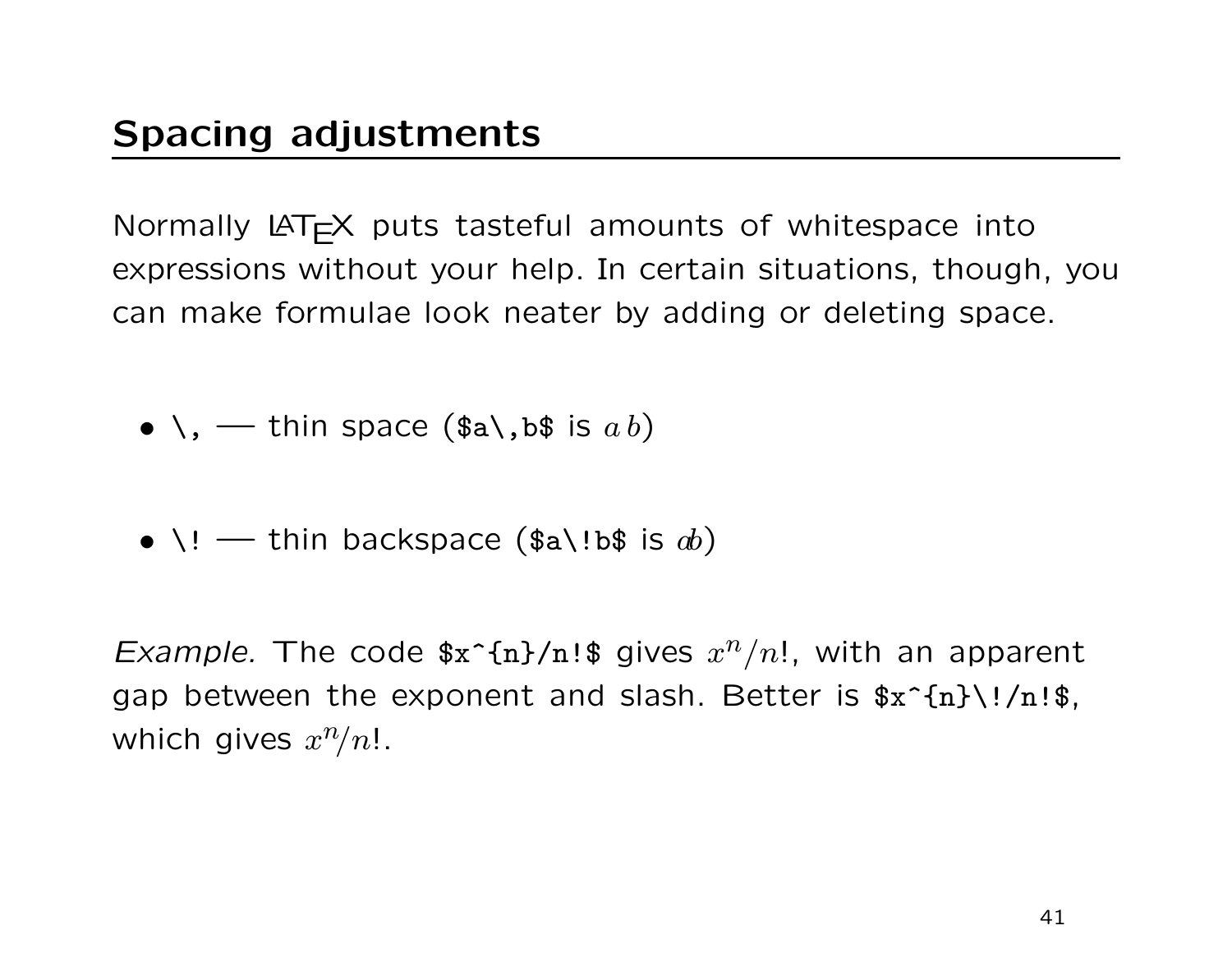## Spacing adjustments

Normally LaTeX puts tasteful amounts of whitespace into expressions without your help. In certain situations, though, you can make formulae look neater by adding or deleting space.

- `\,` — thin space (`$a\,b$` is $a\,b$)

- `\!` — thin backspace (`$a\!b$` is $a\!b$)

*Example.* The code `$x^{n}/n!$` gives $x^{n}/n!$, with an apparent gap between the exponent and slash. Better is `$x^{n}\!/n!$`, which gives $x^{n}\!/n!$.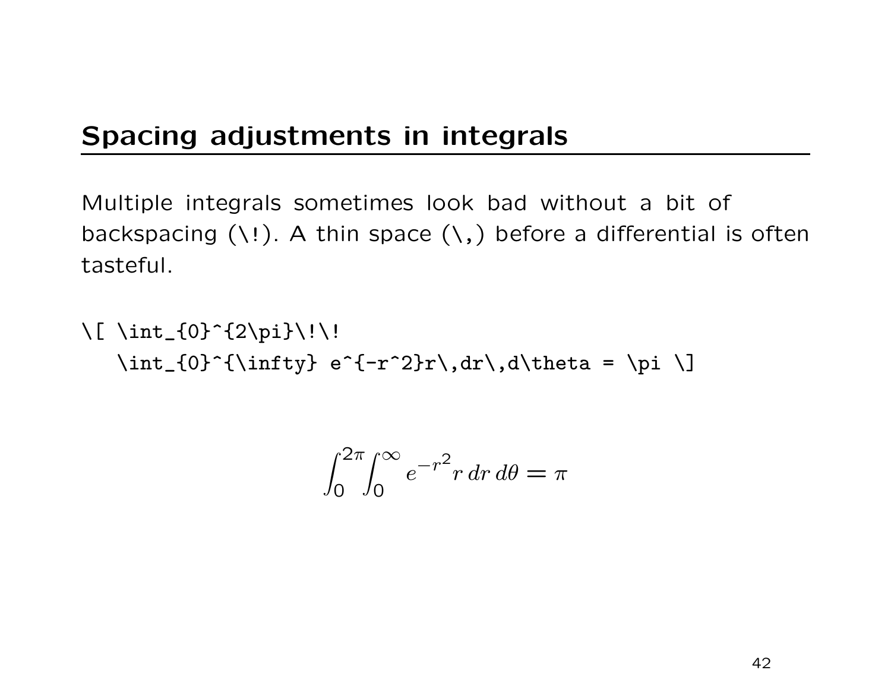## Spacing adjustments in integrals

Multiple integrals sometimes look bad without a bit of backspacing (\!). A thin space (\,) before a differential is often tasteful.

```
\[ \int_{0}^{2\pi}\!\!
   \int_{0}^{\infty} e^{-r^2}r\,dr\,d\theta = \pi \]
```

$$\int_{0}^{2\pi}\!\!\int_{0}^{\infty} e^{-r^2}r\,dr\,d\theta = \pi$$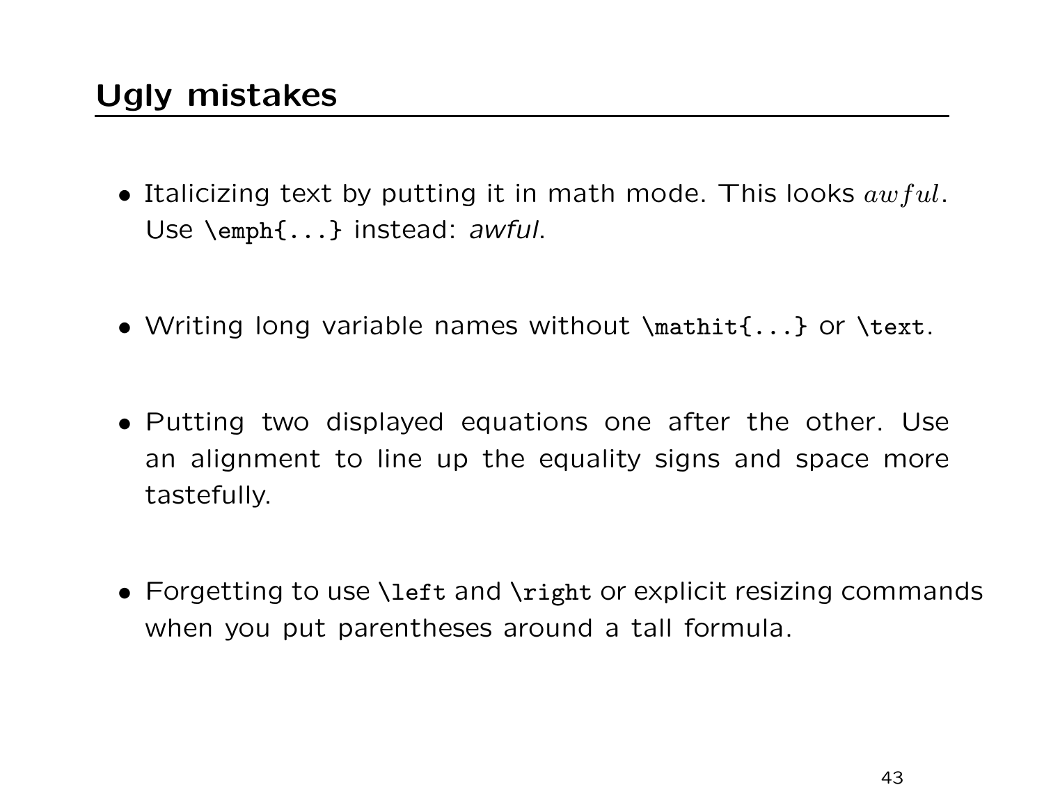# Ugly mistakes

- Italicizing text by putting it in math mode. This looks $awful$. Use `\emph{...}` instead: *awful*.

- Writing long variable names without `\mathit{...}` or `\text`.

- Putting two displayed equations one after the other. Use an alignment to line up the equality signs and space more tastefully.

- Forgetting to use `\left` and `\right` or explicit resizing commands when you put parentheses around a tall formula.